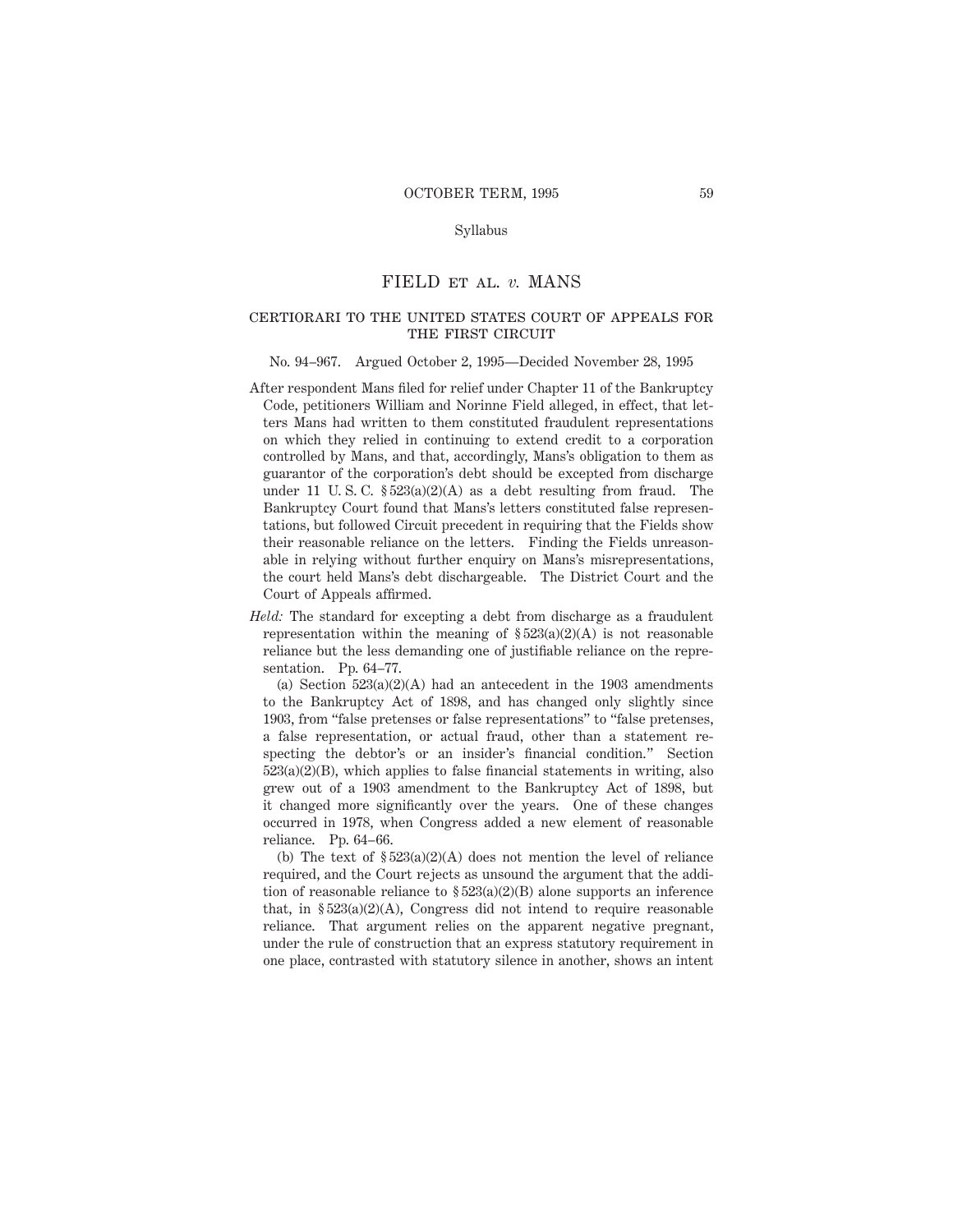Syllabus

# FIELD ET AL. *v.* MANS

## CERTIORARI TO THE UNITED STATES COURT OF APPEALS FOR THE FIRST CIRCUIT

No. 94–967. Argued October 2, 1995—Decided November 28, 1995

After respondent Mans filed for relief under Chapter 11 of the Bankruptcy Code, petitioners William and Norinne Field alleged, in effect, that letters Mans had written to them constituted fraudulent representations on which they relied in continuing to extend credit to a corporation controlled by Mans, and that, accordingly, Mans's obligation to them as guarantor of the corporation's debt should be excepted from discharge under 11 U. S. C. § 523(a)(2)(A) as a debt resulting from fraud. The Bankruptcy Court found that Mans's letters constituted false representations, but followed Circuit precedent in requiring that the Fields show their reasonable reliance on the letters. Finding the Fields unreasonable in relying without further enquiry on Mans's misrepresentations, the court held Mans's debt dischargeable. The District Court and the Court of Appeals affirmed.

*Held:* The standard for excepting a debt from discharge as a fraudulent representation within the meaning of § 523(a)(2)(A) is not reasonable reliance but the less demanding one of justifiable reliance on the representation. Pp. 64–77.

(a) Section 523(a)(2)(A) had an antecedent in the 1903 amendments to the Bankruptcy Act of 1898, and has changed only slightly since 1903, from "false pretenses or false representations" to "false pretenses, a false representation, or actual fraud, other than a statement respecting the debtor's or an insider's financial condition." Section 523(a)(2)(B), which applies to false financial statements in writing, also grew out of a 1903 amendment to the Bankruptcy Act of 1898, but it changed more significantly over the years. One of these changes occurred in 1978, when Congress added a new element of reasonable reliance. Pp. 64–66.

(b) The text of § 523(a)(2)(A) does not mention the level of reliance required, and the Court rejects as unsound the argument that the addition of reasonable reliance to § 523(a)(2)(B) alone supports an inference that, in § 523(a)(2)(A), Congress did not intend to require reasonable reliance. That argument relies on the apparent negative pregnant, under the rule of construction that an express statutory requirement in one place, contrasted with statutory silence in another, shows an intent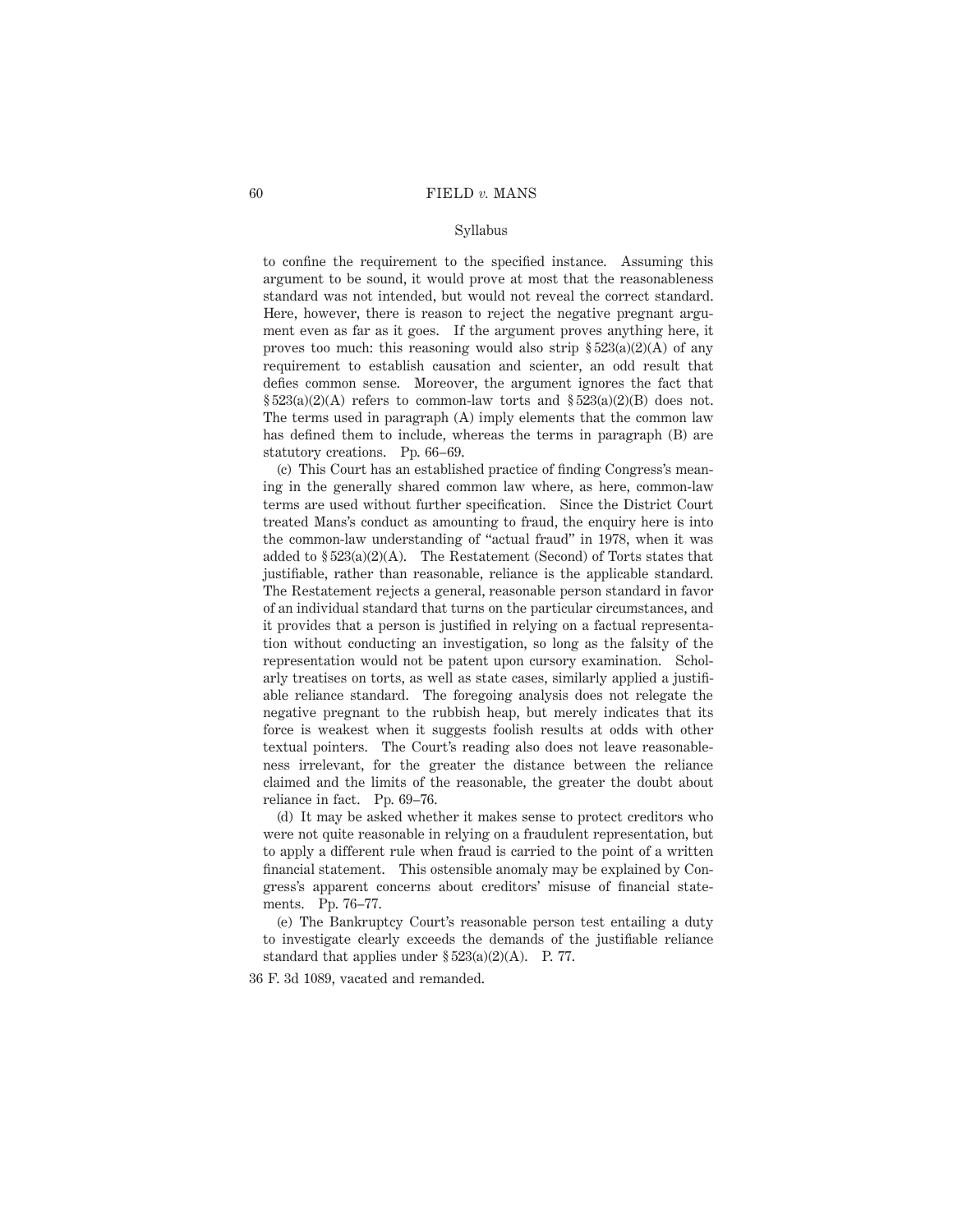to confine the requirement to the specified instance. Assuming this argument to be sound, it would prove at most that the reasonableness standard was not intended, but would not reveal the correct standard. Here, however, there is reason to reject the negative pregnant argument even as far as it goes. If the argument proves anything here, it proves too much: this reasoning would also strip § 523(a)(2)(A) of any requirement to establish causation and scienter, an odd result that defies common sense. Moreover, the argument ignores the fact that § 523(a)(2)(A) refers to common-law torts and § 523(a)(2)(B) does not. The terms used in paragraph (A) imply elements that the common law has defined them to include, whereas the terms in paragraph (B) are statutory creations. Pp. 66–69.

(c) This Court has an established practice of finding Congress's meaning in the generally shared common law where, as here, common-law terms are used without further specification. Since the District Court treated Mans's conduct as amounting to fraud, the enquiry here is into the common-law understanding of "actual fraud" in 1978, when it was added to § 523(a)(2)(A). The Restatement (Second) of Torts states that justifiable, rather than reasonable, reliance is the applicable standard. The Restatement rejects a general, reasonable person standard in favor of an individual standard that turns on the particular circumstances, and it provides that a person is justified in relying on a factual representation without conducting an investigation, so long as the falsity of the representation would not be patent upon cursory examination. Scholarly treatises on torts, as well as state cases, similarly applied a justifiable reliance standard. The foregoing analysis does not relegate the negative pregnant to the rubbish heap, but merely indicates that its force is weakest when it suggests foolish results at odds with other textual pointers. The Court's reading also does not leave reasonableness irrelevant, for the greater the distance between the reliance claimed and the limits of the reasonable, the greater the doubt about reliance in fact. Pp. 69–76.

(d) It may be asked whether it makes sense to protect creditors who were not quite reasonable in relying on a fraudulent representation, but to apply a different rule when fraud is carried to the point of a written financial statement. This ostensible anomaly may be explained by Congress's apparent concerns about creditors' misuse of financial statements. Pp. 76–77.

(e) The Bankruptcy Court's reasonable person test entailing a duty to investigate clearly exceeds the demands of the justifiable reliance standard that applies under § 523(a)(2)(A). P. 77.

36 F. 3d 1089, vacated and remanded.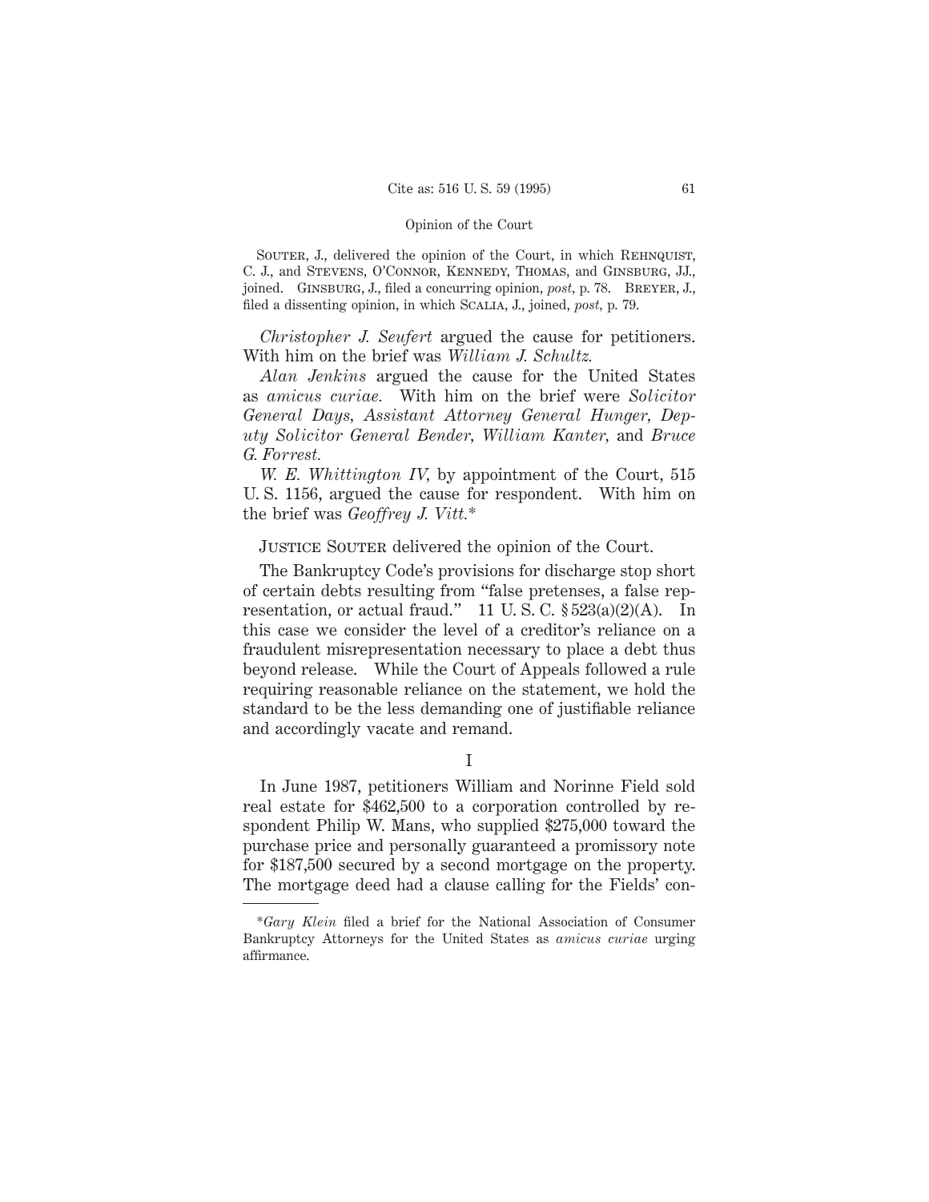Souter, J., delivered the opinion of the Court, in which Rehnquist, C. J., and Stevens, O'Connor, Kennedy, Thomas, and Ginsburg, JJ., joined. Ginsburg, J., filed a concurring opinion, *post*, p. 78. Breyer, J., filed a dissenting opinion, in which Scalia, J., joined, *post*, p. 79.

*Christopher J. Seufert* argued the cause for petitioners. With him on the brief was *William J. Schultz.*

*Alan Jenkins* argued the cause for the United States as *amicus curiae.* With him on the brief were *Solicitor General Days, Assistant Attorney General Hunger, Deputy Solicitor General Bender, William Kanter,* and *Bruce G. Forrest.*

*W. E. Whittington IV*, by appointment of the Court, 515 U. S. 1156, argued the cause for respondent. With him on the brief was *Geoffrey J. Vitt.*\*

Justice Souter delivered the opinion of the Court.

The Bankruptcy Code's provisions for discharge stop short of certain debts resulting from "false pretenses, a false representation, or actual fraud." 11 U. S. C. § 523(a)(2)(A). In this case we consider the level of a creditor's reliance on a fraudulent misrepresentation necessary to place a debt thus beyond release. While the Court of Appeals followed a rule requiring reasonable reliance on the statement, we hold the standard to be the less demanding one of justifiable reliance and accordingly vacate and remand.

## I

In June 1987, petitioners William and Norinne Field sold real estate for $462,500 to a corporation controlled by respondent Philip W. Mans, who supplied $275,000 toward the purchase price and personally guaranteed a promissory note for $187,500 secured by a second mortgage on the property. The mortgage deed had a clause calling for the Fields' con-

---

\**Gary Klein* filed a brief for the National Association of Consumer Bankruptcy Attorneys for the United States as *amicus curiae* urging affirmance.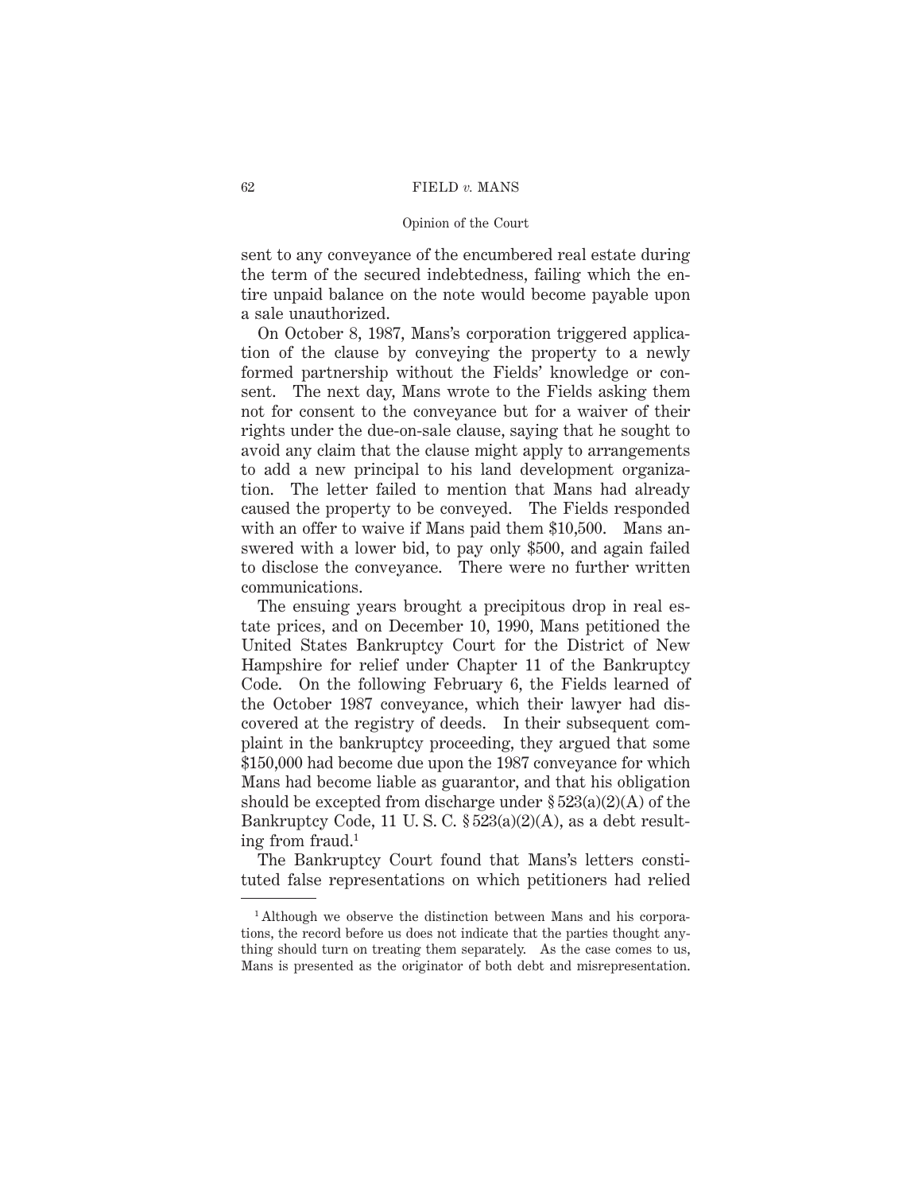sent to any conveyance of the encumbered real estate during the term of the secured indebtedness, failing which the entire unpaid balance on the note would become payable upon a sale unauthorized.

On October 8, 1987, Mans's corporation triggered application of the clause by conveying the property to a newly formed partnership without the Fields' knowledge or consent. The next day, Mans wrote to the Fields asking them not for consent to the conveyance but for a waiver of their rights under the due-on-sale clause, saying that he sought to avoid any claim that the clause might apply to arrangements to add a new principal to his land development organization. The letter failed to mention that Mans had already caused the property to be conveyed. The Fields responded with an offer to waive if Mans paid them $10,500. Mans answered with a lower bid, to pay only $500, and again failed to disclose the conveyance. There were no further written communications.

The ensuing years brought a precipitous drop in real estate prices, and on December 10, 1990, Mans petitioned the United States Bankruptcy Court for the District of New Hampshire for relief under Chapter 11 of the Bankruptcy Code. On the following February 6, the Fields learned of the October 1987 conveyance, which their lawyer had discovered at the registry of deeds. In their subsequent complaint in the bankruptcy proceeding, they argued that some $150,000 had become due upon the 1987 conveyance for which Mans had become liable as guarantor, and that his obligation should be excepted from discharge under § 523(a)(2)(A) of the Bankruptcy Code, 11 U. S. C. § 523(a)(2)(A), as a debt resulting from fraud.[1]

The Bankruptcy Court found that Mans's letters constituted false representations on which petitioners had relied

---

[1] Although we observe the distinction between Mans and his corporations, the record before us does not indicate that the parties thought anything should turn on treating them separately. As the case comes to us, Mans is presented as the originator of both debt and misrepresentation.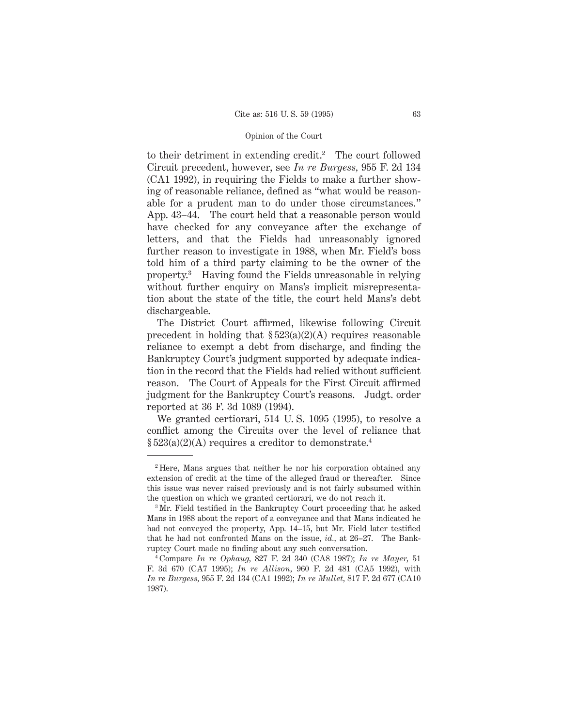to their detriment in extending credit.[2] The court followed Circuit precedent, however, see *In re Burgess*, 955 F. 2d 134 (CA1 1992), in requiring the Fields to make a further showing of reasonable reliance, defined as "what would be reasonable for a prudent man to do under those circumstances." App. 43–44. The court held that a reasonable person would have checked for any conveyance after the exchange of letters, and that the Fields had unreasonably ignored further reason to investigate in 1988, when Mr. Field's boss told him of a third party claiming to be the owner of the property.[3] Having found the Fields unreasonable in relying without further enquiry on Mans's implicit misrepresentation about the state of the title, the court held Mans's debt dischargeable.

The District Court affirmed, likewise following Circuit precedent in holding that § 523(a)(2)(A) requires reasonable reliance to exempt a debt from discharge, and finding the Bankruptcy Court's judgment supported by adequate indication in the record that the Fields had relied without sufficient reason. The Court of Appeals for the First Circuit affirmed judgment for the Bankruptcy Court's reasons. Judgt. order reported at 36 F. 3d 1089 (1994).

We granted certiorari, 514 U. S. 1095 (1995), to resolve a conflict among the Circuits over the level of reliance that § 523(a)(2)(A) requires a creditor to demonstrate.[4]

---

[2] Here, Mans argues that neither he nor his corporation obtained any extension of credit at the time of the alleged fraud or thereafter. Since this issue was never raised previously and is not fairly subsumed within the question on which we granted certiorari, we do not reach it.

[3] Mr. Field testified in the Bankruptcy Court proceeding that he asked Mans in 1988 about the report of a conveyance and that Mans indicated he had not conveyed the property, App. 14–15, but Mr. Field later testified that he had not confronted Mans on the issue, *id.*, at 26–27. The Bankruptcy Court made no finding about any such conversation.

[4] Compare *In re Ophaug*, 827 F. 2d 340 (CA8 1987); *In re Mayer*, 51 F. 3d 670 (CA7 1995); *In re Allison*, 960 F. 2d 481 (CA5 1992), with *In re Burgess*, 955 F. 2d 134 (CA1 1992); *In re Mullet*, 817 F. 2d 677 (CA10 1987).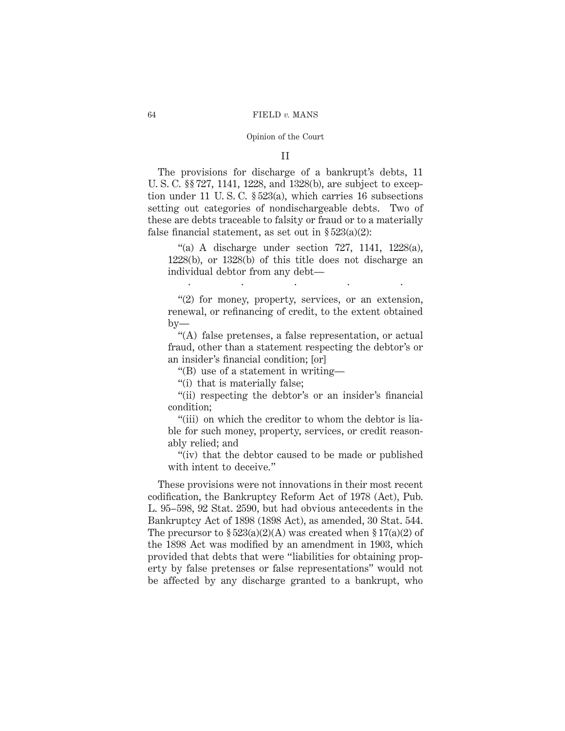## II

The provisions for discharge of a bankrupt's debts, 11 U. S. C. §§ 727, 1141, 1228, and 1328(b), are subject to exception under 11 U. S. C. § 523(a), which carries 16 subsections setting out categories of nondischargeable debts. Two of these are debts traceable to falsity or fraud or to a materially false financial statement, as set out in § 523(a)(2):

> "(a) A discharge under section 727, 1141, 1228(a), 1228(b), or 1328(b) of this title does not discharge an individual debtor from any debt—
>
> . . . . .
>
> "(2) for money, property, services, or an extension, renewal, or refinancing of credit, to the extent obtained by—
>
> "(A) false pretenses, a false representation, or actual fraud, other than a statement respecting the debtor's or an insider's financial condition; [or]
>
> "(B) use of a statement in writing—
>
> "(i) that is materially false;
>
> "(ii) respecting the debtor's or an insider's financial condition;
>
> "(iii) on which the creditor to whom the debtor is liable for such money, property, services, or credit reasonably relied; and
>
> "(iv) that the debtor caused to be made or published with intent to deceive."

These provisions were not innovations in their most recent codification, the Bankruptcy Reform Act of 1978 (Act), Pub. L. 95–598, 92 Stat. 2590, but had obvious antecedents in the Bankruptcy Act of 1898 (1898 Act), as amended, 30 Stat. 544. The precursor to § 523(a)(2)(A) was created when § 17(a)(2) of the 1898 Act was modified by an amendment in 1903, which provided that debts that were "liabilities for obtaining property by false pretenses or false representations" would not be affected by any discharge granted to a bankrupt, who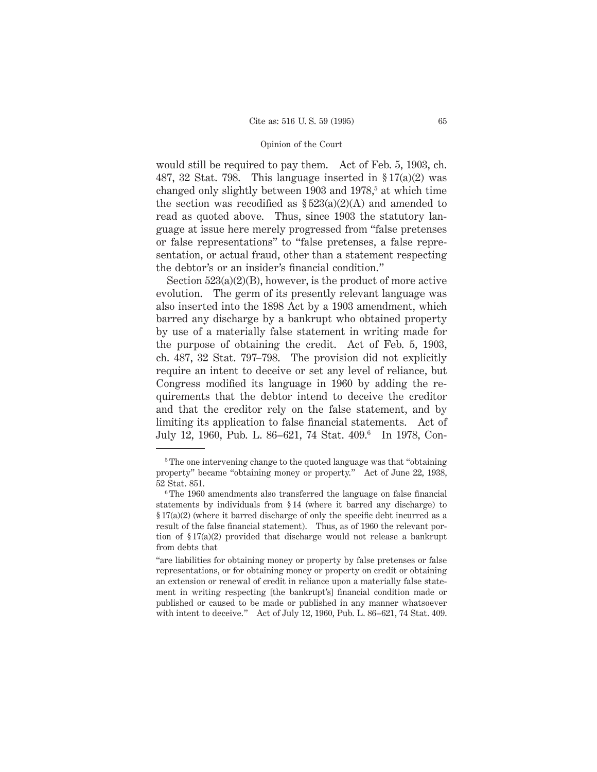would still be required to pay them. Act of Feb. 5, 1903, ch. 487, 32 Stat. 798. This language inserted in § 17(a)(2) was changed only slightly between 1903 and 1978,[5] at which time the section was recodified as § 523(a)(2)(A) and amended to read as quoted above. Thus, since 1903 the statutory language at issue here merely progressed from "false pretenses or false representations" to "false pretenses, a false representation, or actual fraud, other than a statement respecting the debtor's or an insider's financial condition."

Section 523(a)(2)(B), however, is the product of more active evolution. The germ of its presently relevant language was also inserted into the 1898 Act by a 1903 amendment, which barred any discharge by a bankrupt who obtained property by use of a materially false statement in writing made for the purpose of obtaining the credit. Act of Feb. 5, 1903, ch. 487, 32 Stat. 797–798. The provision did not explicitly require an intent to deceive or set any level of reliance, but Congress modified its language in 1960 by adding the requirements that the debtor intend to deceive the creditor and that the creditor rely on the false statement, and by limiting its application to false financial statements. Act of July 12, 1960, Pub. L. 86–621, 74 Stat. 409.[6] In 1978, Con-

---

[5] The one intervening change to the quoted language was that "obtaining property" became "obtaining money or property." Act of June 22, 1938, 52 Stat. 851.

[6] The 1960 amendments also transferred the language on false financial statements by individuals from § 14 (where it barred any discharge) to § 17(a)(2) (where it barred discharge of only the specific debt incurred as a result of the false financial statement). Thus, as of 1960 the relevant portion of § 17(a)(2) provided that discharge would not release a bankrupt from debts that

"are liabilities for obtaining money or property by false pretenses or false representations, or for obtaining money or property on credit or obtaining an extension or renewal of credit in reliance upon a materially false statement in writing respecting [the bankrupt's] financial condition made or published or caused to be made or published in any manner whatsoever with intent to deceive." Act of July 12, 1960, Pub. L. 86–621, 74 Stat. 409.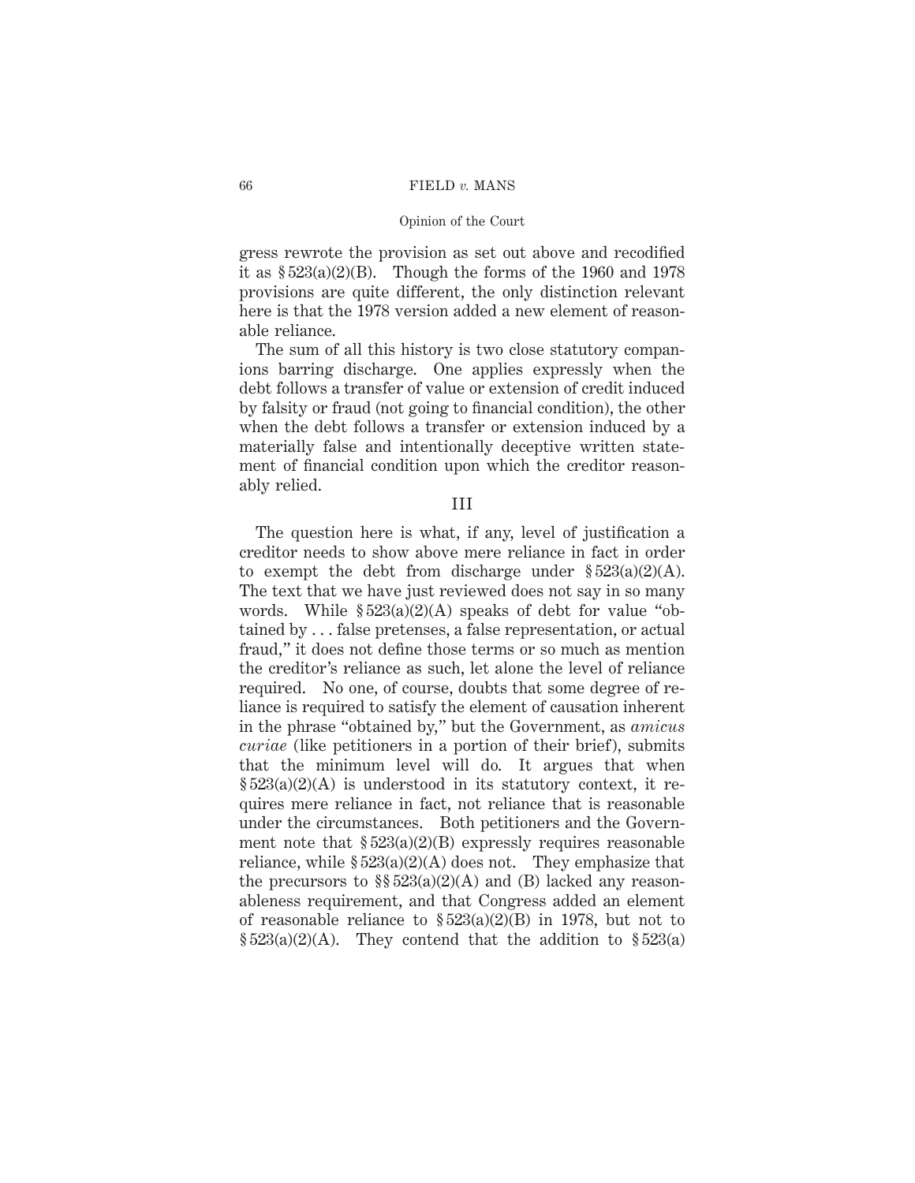gress rewrote the provision as set out above and recodified it as § 523(a)(2)(B). Though the forms of the 1960 and 1978 provisions are quite different, the only distinction relevant here is that the 1978 version added a new element of reasonable reliance.

The sum of all this history is two close statutory companions barring discharge. One applies expressly when the debt follows a transfer of value or extension of credit induced by falsity or fraud (not going to financial condition), the other when the debt follows a transfer or extension induced by a materially false and intentionally deceptive written statement of financial condition upon which the creditor reasonably relied.

## III

The question here is what, if any, level of justification a creditor needs to show above mere reliance in fact in order to exempt the debt from discharge under § 523(a)(2)(A). The text that we have just reviewed does not say in so many words. While § 523(a)(2)(A) speaks of debt for value "obtained by . . . false pretenses, a false representation, or actual fraud," it does not define those terms or so much as mention the creditor's reliance as such, let alone the level of reliance required. No one, of course, doubts that some degree of reliance is required to satisfy the element of causation inherent in the phrase "obtained by," but the Government, as *amicus curiae* (like petitioners in a portion of their brief), submits that the minimum level will do. It argues that when § 523(a)(2)(A) is understood in its statutory context, it requires mere reliance in fact, not reliance that is reasonable under the circumstances. Both petitioners and the Government note that § 523(a)(2)(B) expressly requires reasonable reliance, while § 523(a)(2)(A) does not. They emphasize that the precursors to §§ 523(a)(2)(A) and (B) lacked any reasonableness requirement, and that Congress added an element of reasonable reliance to § 523(a)(2)(B) in 1978, but not to § 523(a)(2)(A). They contend that the addition to § 523(a)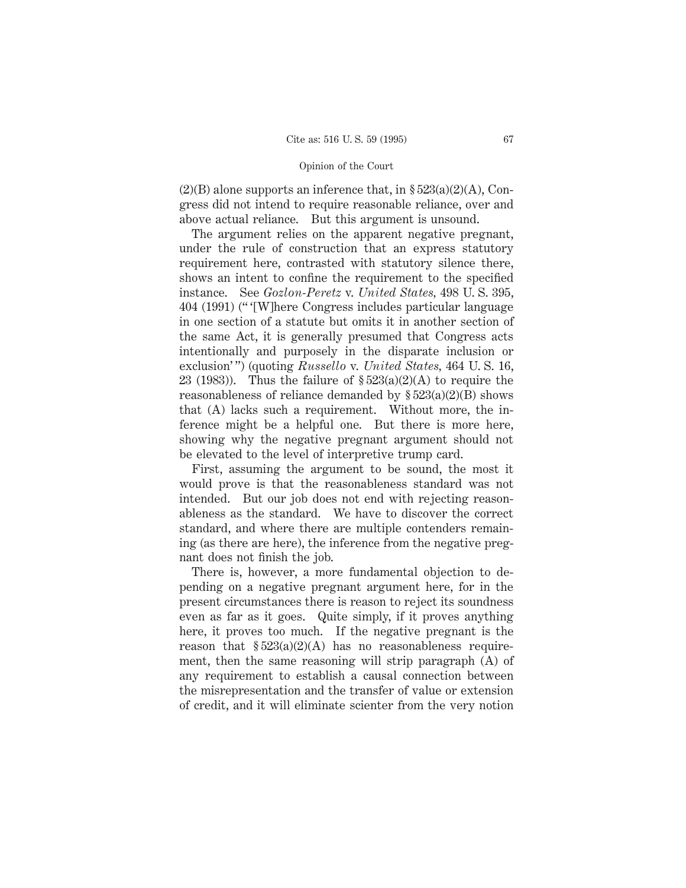(2)(B) alone supports an inference that, in § 523(a)(2)(A), Congress did not intend to require reasonable reliance, over and above actual reliance. But this argument is unsound.

The argument relies on the apparent negative pregnant, under the rule of construction that an express statutory requirement here, contrasted with statutory silence there, shows an intent to confine the requirement to the specified instance. See *Gozlon-Peretz* v. *United States*, 498 U. S. 395, 404 (1991) ("'[W]here Congress includes particular language in one section of a statute but omits it in another section of the same Act, it is generally presumed that Congress acts intentionally and purposely in the disparate inclusion or exclusion'") (quoting *Russello* v. *United States*, 464 U. S. 16, 23 (1983)). Thus the failure of § 523(a)(2)(A) to require the reasonableness of reliance demanded by § 523(a)(2)(B) shows that (A) lacks such a requirement. Without more, the inference might be a helpful one. But there is more here, showing why the negative pregnant argument should not be elevated to the level of interpretive trump card.

First, assuming the argument to be sound, the most it would prove is that the reasonableness standard was not intended. But our job does not end with rejecting reasonableness as the standard. We have to discover the correct standard, and where there are multiple contenders remaining (as there are here), the inference from the negative pregnant does not finish the job.

There is, however, a more fundamental objection to depending on a negative pregnant argument here, for in the present circumstances there is reason to reject its soundness even as far as it goes. Quite simply, if it proves anything here, it proves too much. If the negative pregnant is the reason that § 523(a)(2)(A) has no reasonableness requirement, then the same reasoning will strip paragraph (A) of any requirement to establish a causal connection between the misrepresentation and the transfer of value or extension of credit, and it will eliminate scienter from the very notion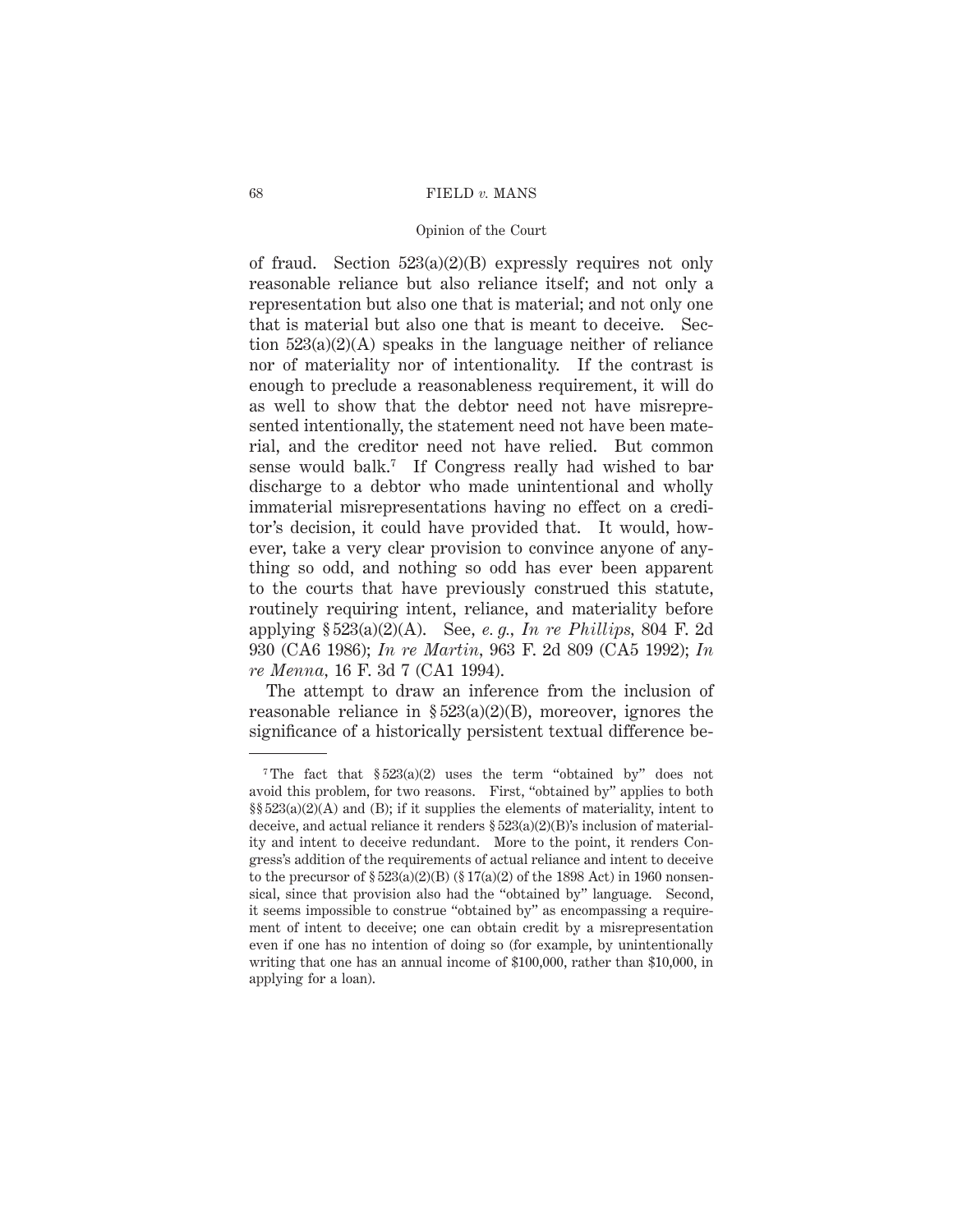of fraud. Section 523(a)(2)(B) expressly requires not only reasonable reliance but also reliance itself; and not only a representation but also one that is material; and not only one that is material but also one that is meant to deceive. Section 523(a)(2)(A) speaks in the language neither of reliance nor of materiality nor of intentionality. If the contrast is enough to preclude a reasonableness requirement, it will do as well to show that the debtor need not have misrepresented intentionally, the statement need not have been material, and the creditor need not have relied. But common sense would balk.[7] If Congress really had wished to bar discharge to a debtor who made unintentional and wholly immaterial misrepresentations having no effect on a creditor's decision, it could have provided that. It would, however, take a very clear provision to convince anyone of anything so odd, and nothing so odd has ever been apparent to the courts that have previously construed this statute, routinely requiring intent, reliance, and materiality before applying § 523(a)(2)(A). See, *e. g., In re Phillips,* 804 F. 2d 930 (CA6 1986); *In re Martin,* 963 F. 2d 809 (CA5 1992); *In re Menna,* 16 F. 3d 7 (CA1 1994).

The attempt to draw an inference from the inclusion of reasonable reliance in § 523(a)(2)(B), moreover, ignores the significance of a historically persistent textual difference be-

---

[7] The fact that § 523(a)(2) uses the term "obtained by" does not avoid this problem, for two reasons. First, "obtained by" applies to both §§ 523(a)(2)(A) and (B); if it supplies the elements of materiality, intent to deceive, and actual reliance it renders § 523(a)(2)(B)'s inclusion of materiality and intent to deceive redundant. More to the point, it renders Congress's addition of the requirements of actual reliance and intent to deceive to the precursor of § 523(a)(2)(B) (§ 17(a)(2) of the 1898 Act) in 1960 nonsensical, since that provision also had the "obtained by" language. Second, it seems impossible to construe "obtained by" as encompassing a requirement of intent to deceive; one can obtain credit by a misrepresentation even if one has no intention of doing so (for example, by unintentionally writing that one has an annual income of $100,000, rather than $10,000, in applying for a loan).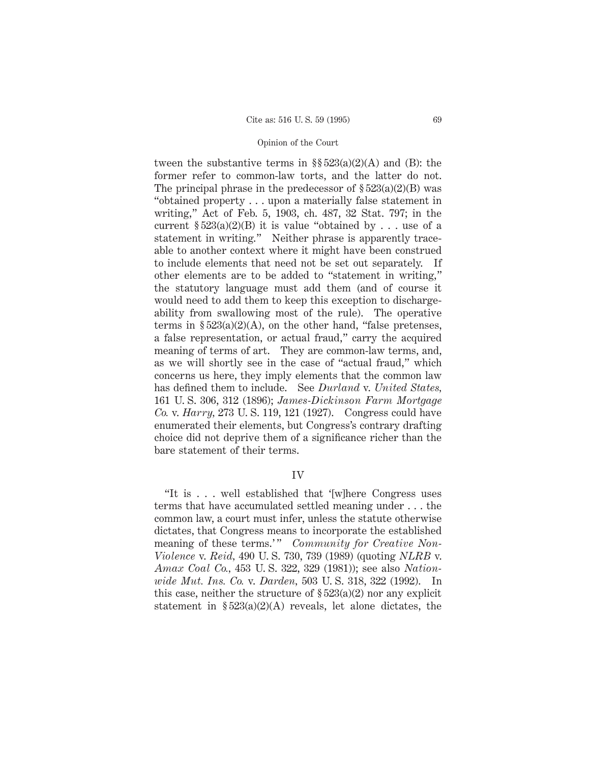tween the substantive terms in §§ 523(a)(2)(A) and (B): the former refer to common-law torts, and the latter do not. The principal phrase in the predecessor of § 523(a)(2)(B) was "obtained property . . . upon a materially false statement in writing," Act of Feb. 5, 1903, ch. 487, 32 Stat. 797; in the current § 523(a)(2)(B) it is value "obtained by . . . use of a statement in writing." Neither phrase is apparently traceable to another context where it might have been construed to include elements that need not be set out separately. If other elements are to be added to "statement in writing," the statutory language must add them (and of course it would need to add them to keep this exception to dischargeability from swallowing most of the rule). The operative terms in § 523(a)(2)(A), on the other hand, "false pretenses, a false representation, or actual fraud," carry the acquired meaning of terms of art. They are common-law terms, and, as we will shortly see in the case of "actual fraud," which concerns us here, they imply elements that the common law has defined them to include. See *Durland* v. *United States,* 161 U. S. 306, 312 (1896); *James-Dickinson Farm Mortgage Co.* v. *Harry,* 273 U. S. 119, 121 (1927). Congress could have enumerated their elements, but Congress's contrary drafting choice did not deprive them of a significance richer than the bare statement of their terms.

## IV

"It is . . . well established that '[w]here Congress uses terms that have accumulated settled meaning under . . . the common law, a court must infer, unless the statute otherwise dictates, that Congress means to incorporate the established meaning of these terms.'" *Community for Creative Non-Violence* v. *Reid,* 490 U. S. 730, 739 (1989) (quoting *NLRB* v. *Amax Coal Co.,* 453 U. S. 322, 329 (1981)); see also *Nationwide Mut. Ins. Co.* v. *Darden,* 503 U. S. 318, 322 (1992). In this case, neither the structure of § 523(a)(2) nor any explicit statement in § 523(a)(2)(A) reveals, let alone dictates, the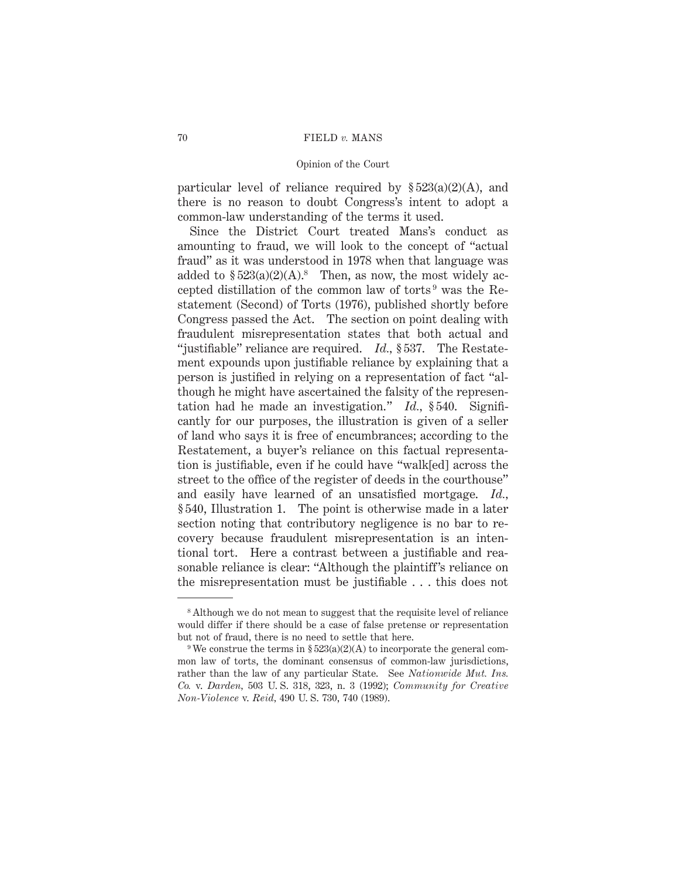particular level of reliance required by § 523(a)(2)(A), and there is no reason to doubt Congress's intent to adopt a common-law understanding of the terms it used.

Since the District Court treated Mans's conduct as amounting to fraud, we will look to the concept of "actual fraud" as it was understood in 1978 when that language was added to § 523(a)(2)(A).[8] Then, as now, the most widely accepted distillation of the common law of torts[9] was the Restatement (Second) of Torts (1976), published shortly before Congress passed the Act. The section on point dealing with fraudulent misrepresentation states that both actual and "justifiable" reliance are required. *Id.*, § 537. The Restatement expounds upon justifiable reliance by explaining that a person is justified in relying on a representation of fact "although he might have ascertained the falsity of the representation had he made an investigation." *Id.*, § 540. Significantly for our purposes, the illustration is given of a seller of land who says it is free of encumbrances; according to the Restatement, a buyer's reliance on this factual representation is justifiable, even if he could have "walk[ed] across the street to the office of the register of deeds in the courthouse" and easily have learned of an unsatisfied mortgage. *Id.*, § 540, Illustration 1. The point is otherwise made in a later section noting that contributory negligence is no bar to recovery because fraudulent misrepresentation is an intentional tort. Here a contrast between a justifiable and reasonable reliance is clear: "Although the plaintiff's reliance on the misrepresentation must be justifiable . . . this does not

---

[8] Although we do not mean to suggest that the requisite level of reliance would differ if there should be a case of false pretense or representation but not of fraud, there is no need to settle that here.

[9] We construe the terms in § 523(a)(2)(A) to incorporate the general common law of torts, the dominant consensus of common-law jurisdictions, rather than the law of any particular State. See *Nationwide Mut. Ins. Co.* v. *Darden*, 503 U. S. 318, 323, n. 3 (1992); *Community for Creative Non-Violence* v. *Reid*, 490 U. S. 730, 740 (1989).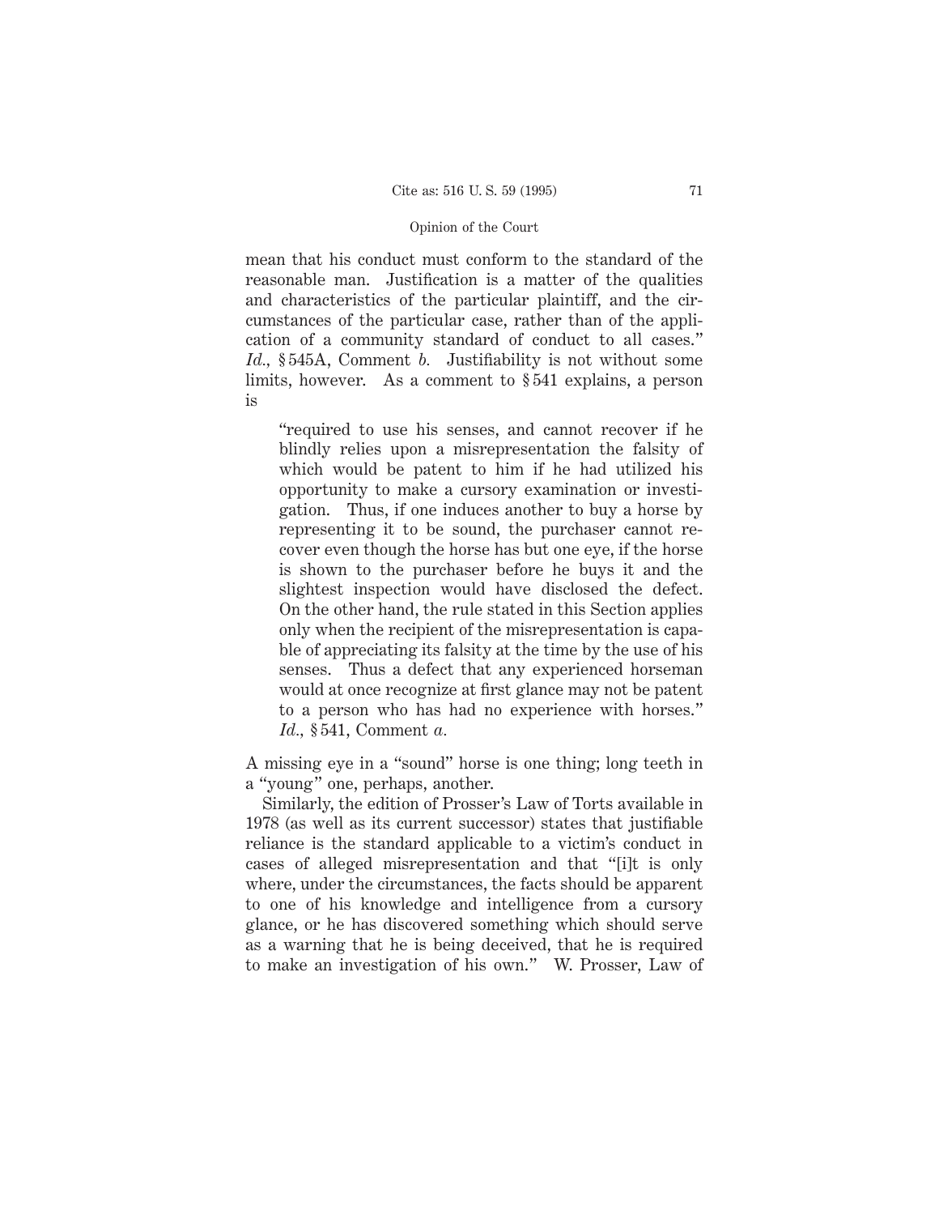mean that his conduct must conform to the standard of the reasonable man. Justification is a matter of the qualities and characteristics of the particular plaintiff, and the circumstances of the particular case, rather than of the application of a community standard of conduct to all cases." *Id.*, § 545A, Comment *b.* Justifiability is not without some limits, however. As a comment to § 541 explains, a person is

> "required to use his senses, and cannot recover if he blindly relies upon a misrepresentation the falsity of which would be patent to him if he had utilized his opportunity to make a cursory examination or investigation. Thus, if one induces another to buy a horse by representing it to be sound, the purchaser cannot recover even though the horse has but one eye, if the horse is shown to the purchaser before he buys it and the slightest inspection would have disclosed the defect. On the other hand, the rule stated in this Section applies only when the recipient of the misrepresentation is capable of appreciating its falsity at the time by the use of his senses. Thus a defect that any experienced horseman would at once recognize at first glance may not be patent to a person who has had no experience with horses." *Id.*, § 541, Comment *a.*

A missing eye in a "sound" horse is one thing; long teeth in a "young" one, perhaps, another.

Similarly, the edition of Prosser's Law of Torts available in 1978 (as well as its current successor) states that justifiable reliance is the standard applicable to a victim's conduct in cases of alleged misrepresentation and that "[i]t is only where, under the circumstances, the facts should be apparent to one of his knowledge and intelligence from a cursory glance, or he has discovered something which should serve as a warning that he is being deceived, that he is required to make an investigation of his own." W. Prosser, Law of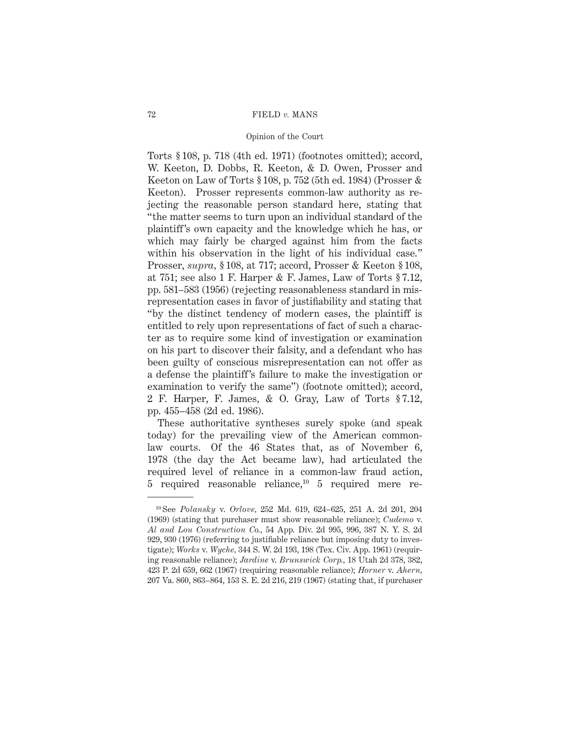Torts § 108, p. 718 (4th ed. 1971) (footnotes omitted); accord, W. Keeton, D. Dobbs, R. Keeton, & D. Owen, Prosser and Keeton on Law of Torts § 108, p. 752 (5th ed. 1984) (Prosser & Keeton). Prosser represents common-law authority as rejecting the reasonable person standard here, stating that "the matter seems to turn upon an individual standard of the plaintiff's own capacity and the knowledge which he has, or which may fairly be charged against him from the facts within his observation in the light of his individual case." Prosser, *supra,* § 108, at 717; accord, Prosser & Keeton § 108, at 751; see also 1 F. Harper & F. James, Law of Torts § 7.12, pp. 581–583 (1956) (rejecting reasonableness standard in misrepresentation cases in favor of justifiability and stating that "by the distinct tendency of modern cases, the plaintiff is entitled to rely upon representations of fact of such a character as to require some kind of investigation or examination on his part to discover their falsity, and a defendant who has been guilty of conscious misrepresentation can not offer as a defense the plaintiff's failure to make the investigation or examination to verify the same") (footnote omitted); accord, 2 F. Harper, F. James, & O. Gray, Law of Torts § 7.12, pp. 455–458 (2d ed. 1986).

These authoritative syntheses surely spoke (and speak today) for the prevailing view of the American common-law courts. Of the 46 States that, as of November 6, 1978 (the day the Act became law), had articulated the required level of reliance in a common-law fraud action, 5 required reasonable reliance,[10] 5 required mere re-

---

[10] See *Polansky* v. *Orlove,* 252 Md. 619, 624–625, 251 A. 2d 201, 204 (1969) (stating that purchaser must show reasonable reliance); *Cudemo* v. *Al and Lou Construction Co.,* 54 App. Div. 2d 995, 996, 387 N. Y. S. 2d 929, 930 (1976) (referring to justifiable reliance but imposing duty to investigate); *Works* v. *Wyche,* 344 S. W. 2d 193, 198 (Tex. Civ. App. 1961) (requiring reasonable reliance); *Jardine* v. *Brunswick Corp.,* 18 Utah 2d 378, 382, 423 P. 2d 659, 662 (1967) (requiring reasonable reliance); *Horner* v. *Ahern,* 207 Va. 860, 863–864, 153 S. E. 2d 216, 219 (1967) (stating that, if purchaser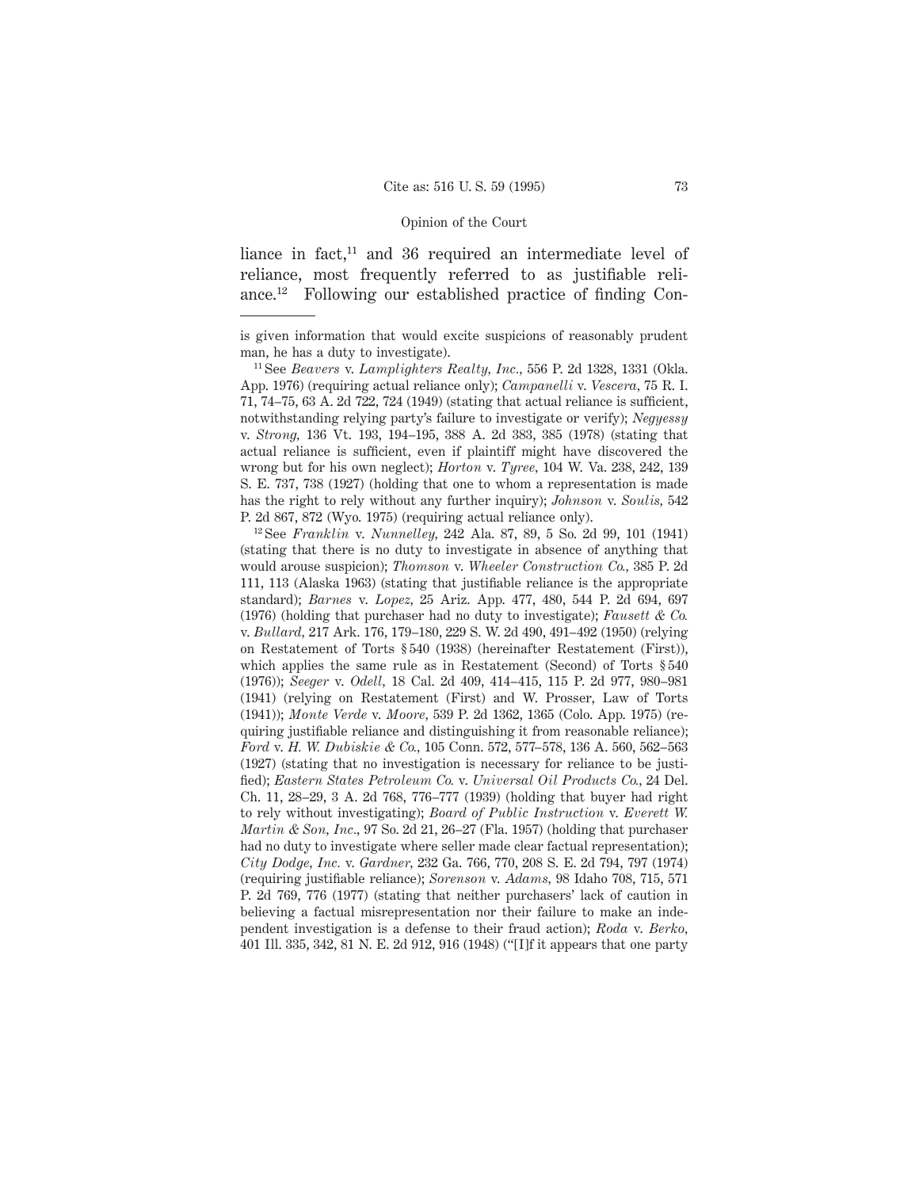liance in fact,[11] and 36 required an intermediate level of reliance, most frequently referred to as justifiable reliance.[12] Following our established practice of finding Con-

---

is given information that would excite suspicions of reasonably prudent man, he has a duty to investigate).

[11] See *Beavers* v. *Lamplighters Realty, Inc.,* 556 P. 2d 1328, 1331 (Okla. App. 1976) (requiring actual reliance only); *Campanelli* v. *Vescera,* 75 R. I. 71, 74–75, 63 A. 2d 722, 724 (1949) (stating that actual reliance is sufficient, notwithstanding relying party's failure to investigate or verify); *Negyessy* v. *Strong,* 136 Vt. 193, 194–195, 388 A. 2d 383, 385 (1978) (stating that actual reliance is sufficient, even if plaintiff might have discovered the wrong but for his own neglect); *Horton* v. *Tyree,* 104 W. Va. 238, 242, 139 S. E. 737, 738 (1927) (holding that one to whom a representation is made has the right to rely without any further inquiry); *Johnson* v. *Soulis,* 542 P. 2d 867, 872 (Wyo. 1975) (requiring actual reliance only).

[12] See *Franklin* v. *Nunnelley,* 242 Ala. 87, 89, 5 So. 2d 99, 101 (1941) (stating that there is no duty to investigate in absence of anything that would arouse suspicion); *Thomson* v. *Wheeler Construction Co.,* 385 P. 2d 111, 113 (Alaska 1963) (stating that justifiable reliance is the appropriate standard); *Barnes* v. *Lopez,* 25 Ariz. App. 477, 480, 544 P. 2d 694, 697 (1976) (holding that purchaser had no duty to investigate); *Fausett & Co.* v. *Bullard,* 217 Ark. 176, 179–180, 229 S. W. 2d 490, 491–492 (1950) (relying on Restatement of Torts § 540 (1938) (hereinafter Restatement (First)), which applies the same rule as in Restatement (Second) of Torts § 540 (1976)); *Seeger* v. *Odell,* 18 Cal. 2d 409, 414–415, 115 P. 2d 977, 980–981 (1941) (relying on Restatement (First) and W. Prosser, Law of Torts (1941)); *Monte Verde* v. *Moore,* 539 P. 2d 1362, 1365 (Colo. App. 1975) (requiring justifiable reliance and distinguishing it from reasonable reliance); *Ford* v. *H. W. Dubiskie & Co.,* 105 Conn. 572, 577–578, 136 A. 560, 562–563 (1927) (stating that no investigation is necessary for reliance to be justified); *Eastern States Petroleum Co.* v. *Universal Oil Products Co.,* 24 Del. Ch. 11, 28–29, 3 A. 2d 768, 776–777 (1939) (holding that buyer had right to rely without investigating); *Board of Public Instruction* v. *Everett W. Martin & Son, Inc.,* 97 So. 2d 21, 26–27 (Fla. 1957) (holding that purchaser had no duty to investigate where seller made clear factual representation); *City Dodge, Inc.* v. *Gardner,* 232 Ga. 766, 770, 208 S. E. 2d 794, 797 (1974) (requiring justifiable reliance); *Sorenson* v. *Adams,* 98 Idaho 708, 715, 571 P. 2d 769, 776 (1977) (stating that neither purchasers' lack of caution in believing a factual misrepresentation nor their failure to make an independent investigation is a defense to their fraud action); *Roda* v. *Berko,* 401 Ill. 335, 342, 81 N. E. 2d 912, 916 (1948) ("[I]f it appears that one party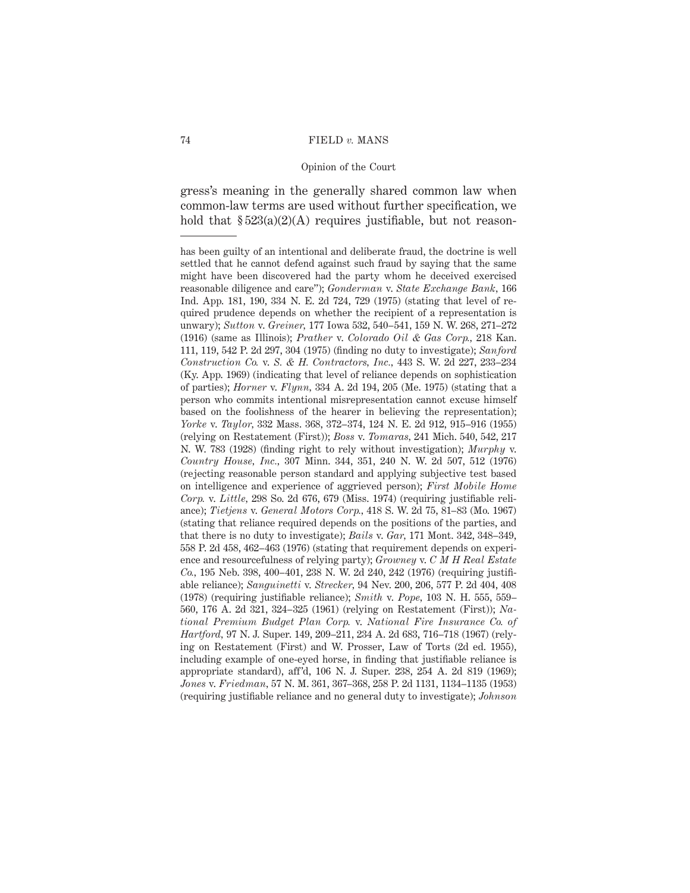gress's meaning in the generally shared common law when common-law terms are used without further specification, we hold that § 523(a)(2)(A) requires justifiable, but not reason-

---

has been guilty of an intentional and deliberate fraud, the doctrine is well settled that he cannot defend against such fraud by saying that the same might have been discovered had the party whom he deceived exercised reasonable diligence and care"); *Gonderman* v. *State Exchange Bank*, 166 Ind. App. 181, 190, 334 N. E. 2d 724, 729 (1975) (stating that level of required prudence depends on whether the recipient of a representation is unwary); *Sutton* v. *Greiner*, 177 Iowa 532, 540–541, 159 N. W. 268, 271–272 (1916) (same as Illinois); *Prather* v. *Colorado Oil & Gas Corp.*, 218 Kan. 111, 119, 542 P. 2d 297, 304 (1975) (finding no duty to investigate); *Sanford Construction Co.* v. *S. & H. Contractors, Inc.*, 443 S. W. 2d 227, 233–234 (Ky. App. 1969) (indicating that level of reliance depends on sophistication of parties); *Horner* v. *Flynn*, 334 A. 2d 194, 205 (Me. 1975) (stating that a person who commits intentional misrepresentation cannot excuse himself based on the foolishness of the hearer in believing the representation); *Yorke* v. *Taylor*, 332 Mass. 368, 372–374, 124 N. E. 2d 912, 915–916 (1955) (relying on Restatement (First)); *Boss* v. *Tomaras*, 241 Mich. 540, 542, 217 N. W. 783 (1928) (finding right to rely without investigation); *Murphy* v. *Country House, Inc.*, 307 Minn. 344, 351, 240 N. W. 2d 507, 512 (1976) (rejecting reasonable person standard and applying subjective test based on intelligence and experience of aggrieved person); *First Mobile Home Corp.* v. *Little*, 298 So. 2d 676, 679 (Miss. 1974) (requiring justifiable reliance); *Tietjens* v. *General Motors Corp.*, 418 S. W. 2d 75, 81–83 (Mo. 1967) (stating that reliance required depends on the positions of the parties, and that there is no duty to investigate); *Bails* v. *Gar*, 171 Mont. 342, 348–349, 558 P. 2d 458, 462–463 (1976) (stating that requirement depends on experience and resourcefulness of relying party); *Growney* v. *C M H Real Estate Co.*, 195 Neb. 398, 400–401, 238 N. W. 2d 240, 242 (1976) (requiring justifiable reliance); *Sanguinetti* v. *Strecker*, 94 Nev. 200, 206, 577 P. 2d 404, 408 (1978) (requiring justifiable reliance); *Smith* v. *Pope*, 103 N. H. 555, 559–560, 176 A. 2d 321, 324–325 (1961) (relying on Restatement (First)); *National Premium Budget Plan Corp.* v. *National Fire Insurance Co. of Hartford*, 97 N. J. Super. 149, 209–211, 234 A. 2d 683, 716–718 (1967) (relying on Restatement (First) and W. Prosser, Law of Torts (2d ed. 1955), including example of one-eyed horse, in finding that justifiable reliance is appropriate standard), aff'd, 106 N. J. Super. 238, 254 A. 2d 819 (1969); *Jones* v. *Friedman*, 57 N. M. 361, 367–368, 258 P. 2d 1131, 1134–1135 (1953) (requiring justifiable reliance and no general duty to investigate); *Johnson*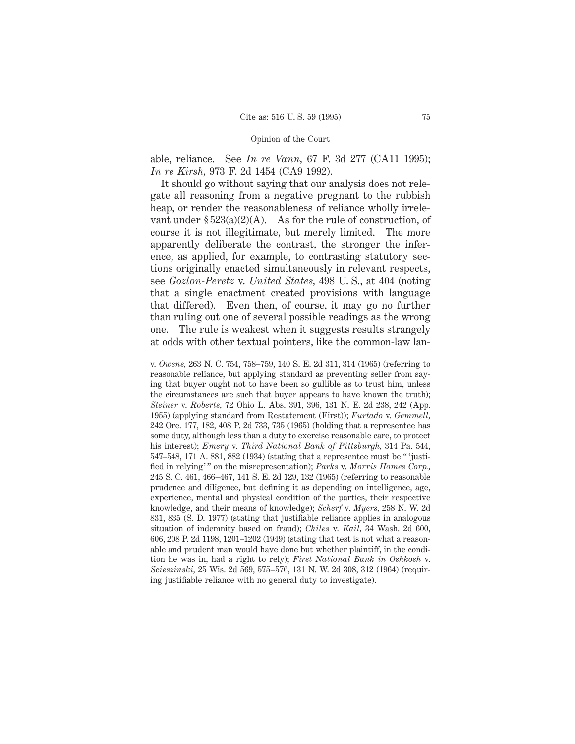able, reliance. See *In re Vann*, 67 F. 3d 277 (CA11 1995); *In re Kirsh*, 973 F. 2d 1454 (CA9 1992).

It should go without saying that our analysis does not relegate all reasoning from a negative pregnant to the rubbish heap, or render the reasonableness of reliance wholly irrelevant under § 523(a)(2)(A). As for the rule of construction, of course it is not illegitimate, but merely limited. The more apparently deliberate the contrast, the stronger the inference, as applied, for example, to contrasting statutory sections originally enacted simultaneously in relevant respects, see *Gozlon-Peretz* v. *United States*, 498 U. S., at 404 (noting that a single enactment created provisions with language that differed). Even then, of course, it may go no further than ruling out one of several possible readings as the wrong one. The rule is weakest when it suggests results strangely at odds with other textual pointers, like the common-law lan-

---

v. *Owens*, 263 N. C. 754, 758–759, 140 S. E. 2d 311, 314 (1965) (referring to reasonable reliance, but applying standard as preventing seller from saying that buyer ought not to have been so gullible as to trust him, unless the circumstances are such that buyer appears to have known the truth); *Steiner* v. *Roberts*, 72 Ohio L. Abs. 391, 396, 131 N. E. 2d 238, 242 (App. 1955) (applying standard from Restatement (First)); *Furtado* v. *Gemmell*, 242 Ore. 177, 182, 408 P. 2d 733, 735 (1965) (holding that a representee has some duty, although less than a duty to exercise reasonable care, to protect his interest); *Emery* v. *Third National Bank of Pittsburgh*, 314 Pa. 544, 547–548, 171 A. 881, 882 (1934) (stating that a representee must be " 'justified in relying' " on the misrepresentation); *Parks* v. *Morris Homes Corp.*, 245 S. C. 461, 466–467, 141 S. E. 2d 129, 132 (1965) (referring to reasonable prudence and diligence, but defining it as depending on intelligence, age, experience, mental and physical condition of the parties, their respective knowledge, and their means of knowledge); *Scherf* v. *Myers*, 258 N. W. 2d 831, 835 (S. D. 1977) (stating that justifiable reliance applies in analogous situation of indemnity based on fraud); *Chiles* v. *Kail*, 34 Wash. 2d 600, 606, 208 P. 2d 1198, 1201–1202 (1949) (stating that test is not what a reasonable and prudent man would have done but whether plaintiff, in the condition he was in, had a right to rely); *First National Bank in Oshkosh* v. *Scieszinski*, 25 Wis. 2d 569, 575–576, 131 N. W. 2d 308, 312 (1964) (requiring justifiable reliance with no general duty to investigate).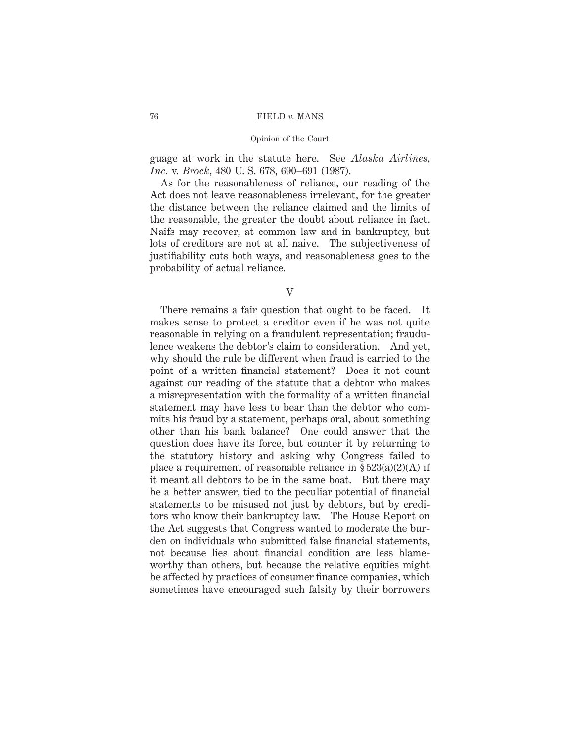guage at work in the statute here. See *Alaska Airlines, Inc.* v. *Brock*, 480 U. S. 678, 690–691 (1987).

As for the reasonableness of reliance, our reading of the Act does not leave reasonableness irrelevant, for the greater the distance between the reliance claimed and the limits of the reasonable, the greater the doubt about reliance in fact. Naifs may recover, at common law and in bankruptcy, but lots of creditors are not at all naive. The subjectiveness of justifiability cuts both ways, and reasonableness goes to the probability of actual reliance.

## V

There remains a fair question that ought to be faced. It makes sense to protect a creditor even if he was not quite reasonable in relying on a fraudulent representation; fraudulence weakens the debtor's claim to consideration. And yet, why should the rule be different when fraud is carried to the point of a written financial statement? Does it not count against our reading of the statute that a debtor who makes a misrepresentation with the formality of a written financial statement may have less to bear than the debtor who commits his fraud by a statement, perhaps oral, about something other than his bank balance? One could answer that the question does have its force, but counter it by returning to the statutory history and asking why Congress failed to place a requirement of reasonable reliance in § 523(a)(2)(A) if it meant all debtors to be in the same boat. But there may be a better answer, tied to the peculiar potential of financial statements to be misused not just by debtors, but by creditors who know their bankruptcy law. The House Report on the Act suggests that Congress wanted to moderate the burden on individuals who submitted false financial statements, not because lies about financial condition are less blameworthy than others, but because the relative equities might be affected by practices of consumer finance companies, which sometimes have encouraged such falsity by their borrowers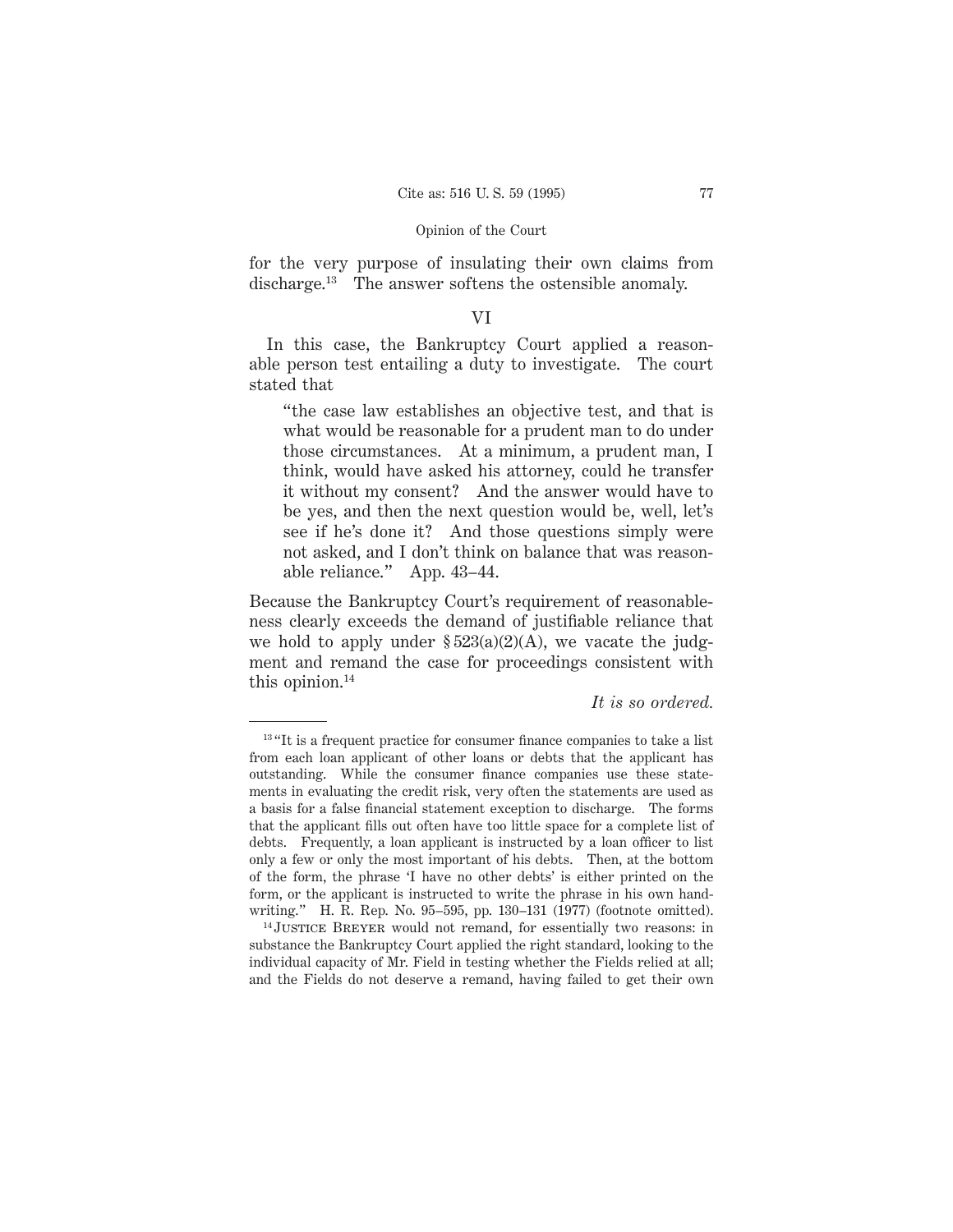for the very purpose of insulating their own claims from discharge.[13] The answer softens the ostensible anomaly.

## VI

In this case, the Bankruptcy Court applied a reasonable person test entailing a duty to investigate. The court stated that

> "the case law establishes an objective test, and that is what would be reasonable for a prudent man to do under those circumstances. At a minimum, a prudent man, I think, would have asked his attorney, could he transfer it without my consent? And the answer would have to be yes, and then the next question would be, well, let's see if he's done it? And those questions simply were not asked, and I don't think on balance that was reasonable reliance." App. 43–44.

Because the Bankruptcy Court's requirement of reasonableness clearly exceeds the demand of justifiable reliance that we hold to apply under § 523(a)(2)(A), we vacate the judgment and remand the case for proceedings consistent with this opinion.[14]

*It is so ordered.*

---

[13] "It is a frequent practice for consumer finance companies to take a list from each loan applicant of other loans or debts that the applicant has outstanding. While the consumer finance companies use these statements in evaluating the credit risk, very often the statements are used as a basis for a false financial statement exception to discharge. The forms that the applicant fills out often have too little space for a complete list of debts. Frequently, a loan applicant is instructed by a loan officer to list only a few or only the most important of his debts. Then, at the bottom of the form, the phrase 'I have no other debts' is either printed on the form, or the applicant is instructed to write the phrase in his own handwriting." H. R. Rep. No. 95–595, pp. 130–131 (1977) (footnote omitted).

[14] Justice Breyer would not remand, for essentially two reasons: in substance the Bankruptcy Court applied the right standard, looking to the individual capacity of Mr. Field in testing whether the Fields relied at all; and the Fields do not deserve a remand, having failed to get their own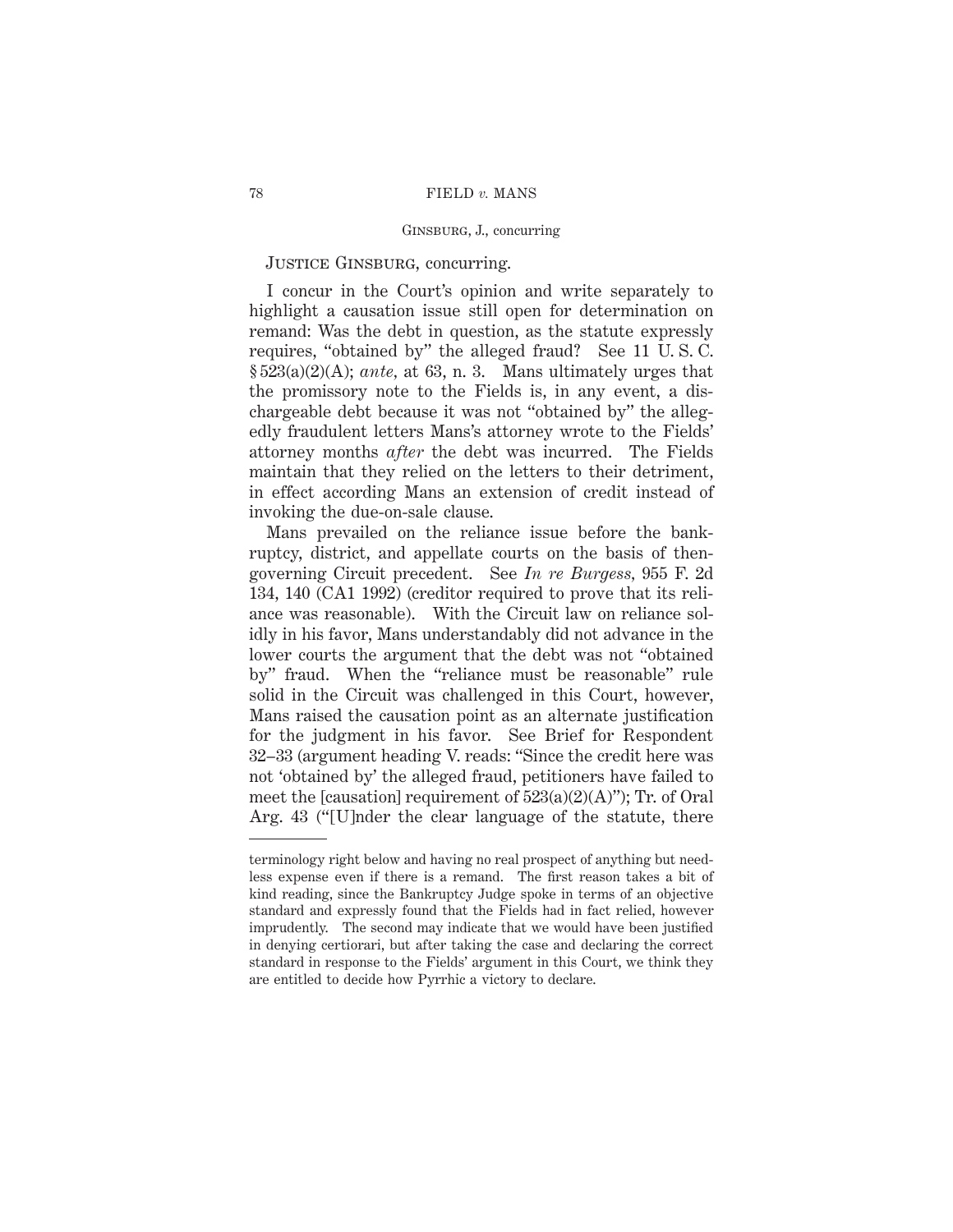JUSTICE GINSBURG, concurring.

I concur in the Court's opinion and write separately to highlight a causation issue still open for determination on remand: Was the debt in question, as the statute expressly requires, "obtained by" the alleged fraud? See 11 U. S. C. § 523(a)(2)(A); *ante*, at 63, n. 3. Mans ultimately urges that the promissory note to the Fields is, in any event, a dischargeable debt because it was not "obtained by" the allegedly fraudulent letters Mans's attorney wrote to the Fields' attorney months *after* the debt was incurred. The Fields maintain that they relied on the letters to their detriment, in effect according Mans an extension of credit instead of invoking the due-on-sale clause.

Mans prevailed on the reliance issue before the bankruptcy, district, and appellate courts on the basis of then-governing Circuit precedent. See *In re Burgess*, 955 F. 2d 134, 140 (CA1 1992) (creditor required to prove that its reliance was reasonable). With the Circuit law on reliance solidly in his favor, Mans understandably did not advance in the lower courts the argument that the debt was not "obtained by" fraud. When the "reliance must be reasonable" rule solid in the Circuit was challenged in this Court, however, Mans raised the causation point as an alternate justification for the judgment in his favor. See Brief for Respondent 32–33 (argument heading V. reads: "Since the credit here was not 'obtained by' the alleged fraud, petitioners have failed to meet the [causation] requirement of 523(a)(2)(A)"); Tr. of Oral Arg. 43 ("[U]nder the clear language of the statute, there

---

terminology right below and having no real prospect of anything but needless expense even if there is a remand. The first reason takes a bit of kind reading, since the Bankruptcy Judge spoke in terms of an objective standard and expressly found that the Fields had in fact relied, however imprudently. The second may indicate that we would have been justified in denying certiorari, but after taking the case and declaring the correct standard in response to the Fields' argument in this Court, we think they are entitled to decide how Pyrrhic a victory to declare.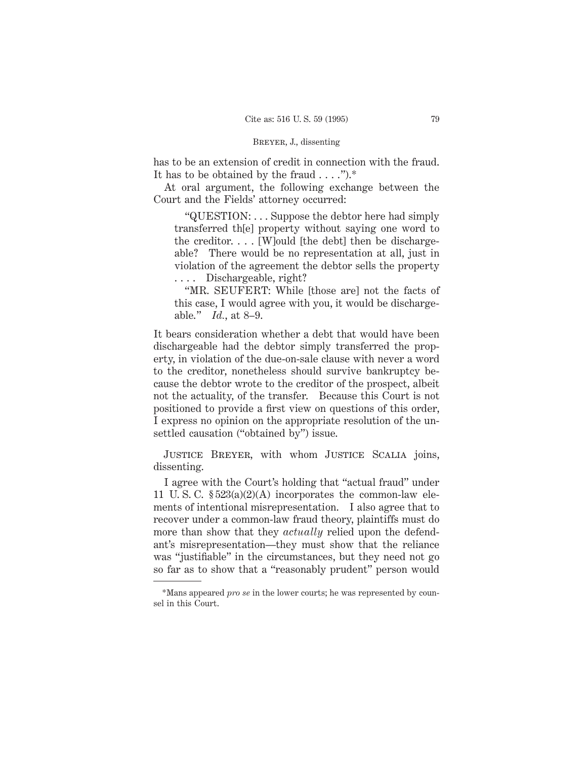has to be an extension of credit in connection with the fraud. It has to be obtained by the fraud . . . .").*

At oral argument, the following exchange between the Court and the Fields' attorney occurred:

> "QUESTION: . . . Suppose the debtor here had simply transferred th[e] property without saying one word to the creditor. . . . [W]ould [the debt] then be dischargeable? There would be no representation at all, just in violation of the agreement the debtor sells the property . . . . Dischargeable, right?
>
> "MR. SEUFERT: While [those are] not the facts of this case, I would agree with you, it would be dischargeable." *Id.*, at 8–9.

It bears consideration whether a debt that would have been dischargeable had the debtor simply transferred the property, in violation of the due-on-sale clause with never a word to the creditor, nonetheless should survive bankruptcy because the debtor wrote to the creditor of the prospect, albeit not the actuality, of the transfer. Because this Court is not positioned to provide a first view on questions of this order, I express no opinion on the appropriate resolution of the unsettled causation ("obtained by") issue.

Justice Breyer, with whom Justice Scalia joins, dissenting.

I agree with the Court's holding that "actual fraud" under 11 U. S. C. § 523(a)(2)(A) incorporates the common-law elements of intentional misrepresentation. I also agree that to recover under a common-law fraud theory, plaintiffs must do more than show that they *actually* relied upon the defendant's misrepresentation—they must show that the reliance was "justifiable" in the circumstances, but they need not go so far as to show that a "reasonably prudent" person would

---

*Mans appeared *pro se* in the lower courts; he was represented by counsel in this Court.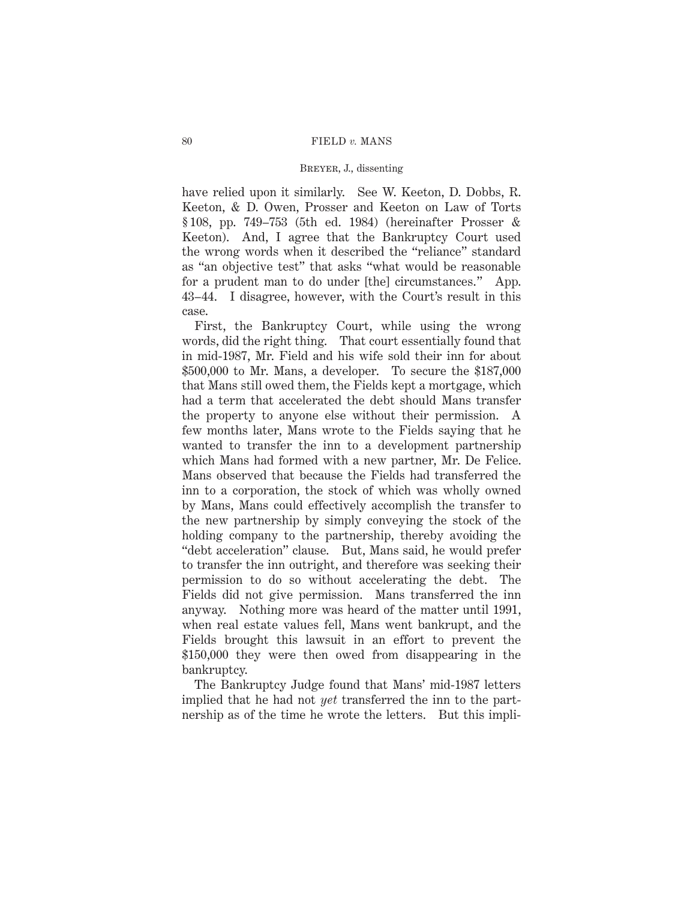have relied upon it similarly. See W. Keeton, D. Dobbs, R. Keeton, & D. Owen, Prosser and Keeton on Law of Torts § 108, pp. 749–753 (5th ed. 1984) (hereinafter Prosser & Keeton). And, I agree that the Bankruptcy Court used the wrong words when it described the "reliance" standard as "an objective test" that asks "what would be reasonable for a prudent man to do under [the] circumstances." App. 43–44. I disagree, however, with the Court's result in this case.

First, the Bankruptcy Court, while using the wrong words, did the right thing. That court essentially found that in mid-1987, Mr. Field and his wife sold their inn for about $500,000 to Mr. Mans, a developer. To secure the $187,000 that Mans still owed them, the Fields kept a mortgage, which had a term that accelerated the debt should Mans transfer the property to anyone else without their permission. A few months later, Mans wrote to the Fields saying that he wanted to transfer the inn to a development partnership which Mans had formed with a new partner, Mr. De Felice. Mans observed that because the Fields had transferred the inn to a corporation, the stock of which was wholly owned by Mans, Mans could effectively accomplish the transfer to the new partnership by simply conveying the stock of the holding company to the partnership, thereby avoiding the "debt acceleration" clause. But, Mans said, he would prefer to transfer the inn outright, and therefore was seeking their permission to do so without accelerating the debt. The Fields did not give permission. Mans transferred the inn anyway. Nothing more was heard of the matter until 1991, when real estate values fell, Mans went bankrupt, and the Fields brought this lawsuit in an effort to prevent the $150,000 they were then owed from disappearing in the bankruptcy.

The Bankruptcy Judge found that Mans' mid-1987 letters implied that he had not *yet* transferred the inn to the partnership as of the time he wrote the letters. But this impli-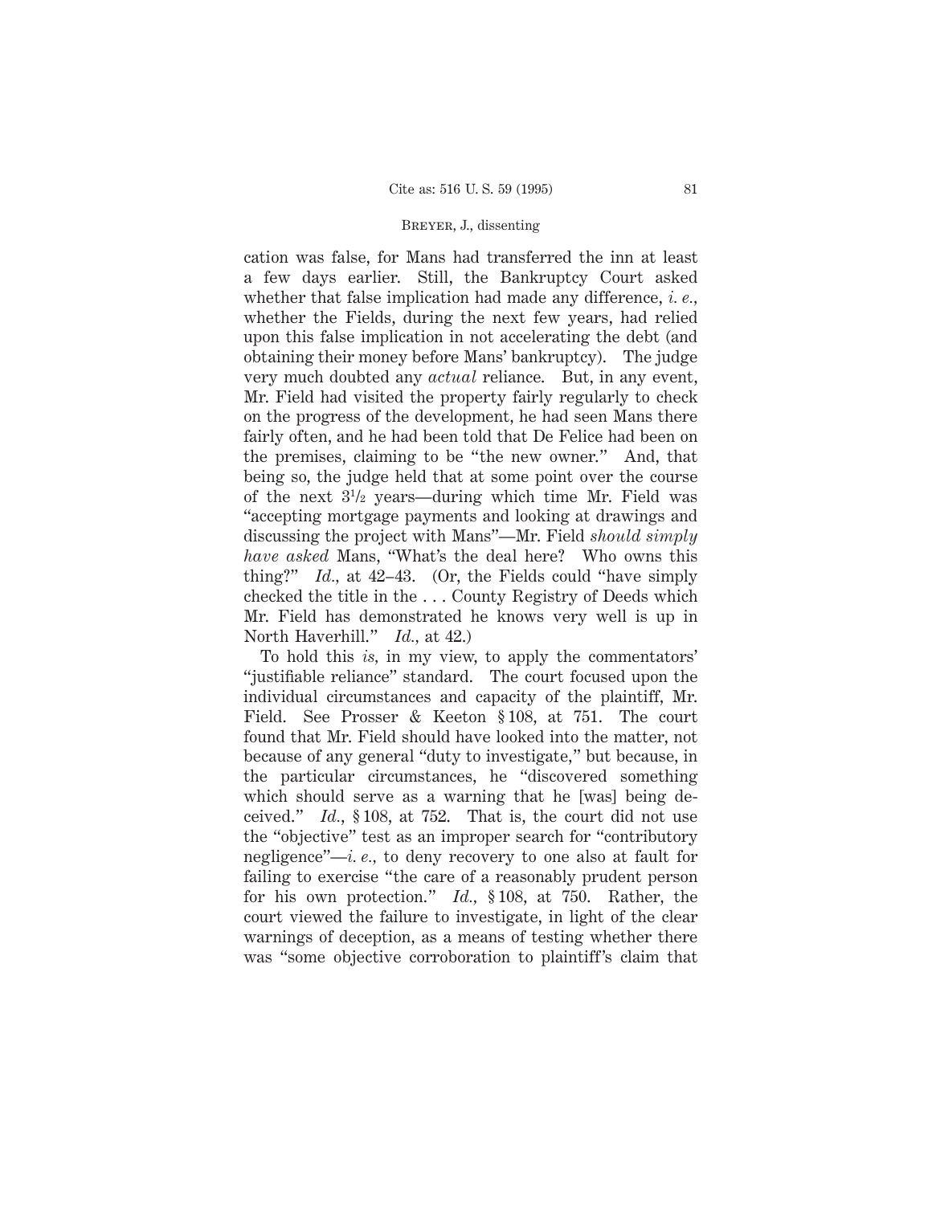cation was false, for Mans had transferred the inn at least a few days earlier. Still, the Bankruptcy Court asked whether that false implication had made any difference, *i. e.*, whether the Fields, during the next few years, had relied upon this false implication in not accelerating the debt (and obtaining their money before Mans' bankruptcy). The judge very much doubted any *actual* reliance. But, in any event, Mr. Field had visited the property fairly regularly to check on the progress of the development, he had seen Mans there fairly often, and he had been told that De Felice had been on the premises, claiming to be "the new owner." And, that being so, the judge held that at some point over the course of the next 3½ years—during which time Mr. Field was "accepting mortgage payments and looking at drawings and discussing the project with Mans"—Mr. Field *should simply have asked* Mans, "What's the deal here? Who owns this thing?" *Id.*, at 42–43. (Or, the Fields could "have simply checked the title in the . . . County Registry of Deeds which Mr. Field has demonstrated he knows very well is up in North Haverhill." *Id.*, at 42.)

To hold this *is*, in my view, to apply the commentators' "justifiable reliance" standard. The court focused upon the individual circumstances and capacity of the plaintiff, Mr. Field. See Prosser & Keeton § 108, at 751. The court found that Mr. Field should have looked into the matter, not because of any general "duty to investigate," but because, in the particular circumstances, he "discovered something which should serve as a warning that he [was] being deceived." *Id.*, § 108, at 752. That is, the court did not use the "objective" test as an improper search for "contributory negligence"—*i. e.*, to deny recovery to one also at fault for failing to exercise "the care of a reasonably prudent person for his own protection." *Id.*, § 108, at 750. Rather, the court viewed the failure to investigate, in light of the clear warnings of deception, as a means of testing whether there was "some objective corroboration to plaintiff's claim that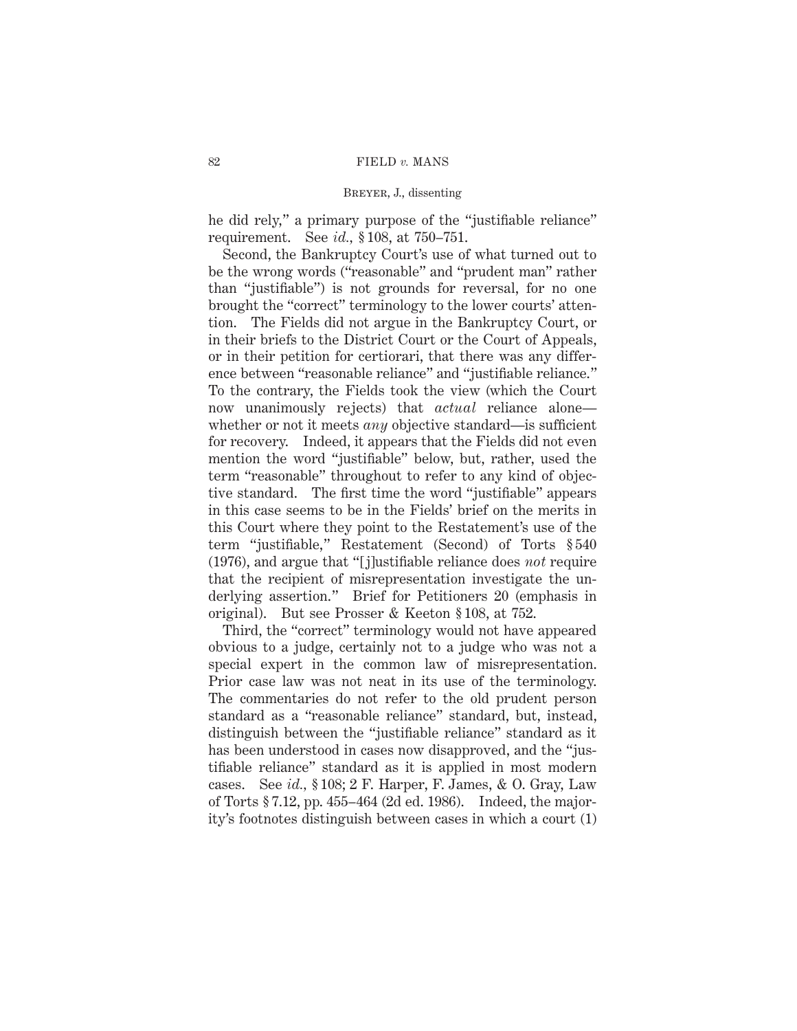he did rely," a primary purpose of the "justifiable reliance" requirement. See *id.*, § 108, at 750–751.

Second, the Bankruptcy Court's use of what turned out to be the wrong words ("reasonable" and "prudent man" rather than "justifiable") is not grounds for reversal, for no one brought the "correct" terminology to the lower courts' attention. The Fields did not argue in the Bankruptcy Court, or in their briefs to the District Court or the Court of Appeals, or in their petition for certiorari, that there was any difference between "reasonable reliance" and "justifiable reliance." To the contrary, the Fields took the view (which the Court now unanimously rejects) that *actual* reliance alone—whether or not it meets *any* objective standard—is sufficient for recovery. Indeed, it appears that the Fields did not even mention the word "justifiable" below, but, rather, used the term "reasonable" throughout to refer to any kind of objective standard. The first time the word "justifiable" appears in this case seems to be in the Fields' brief on the merits in this Court where they point to the Restatement's use of the term "justifiable," Restatement (Second) of Torts § 540 (1976), and argue that "[j]ustifiable reliance does *not* require that the recipient of misrepresentation investigate the underlying assertion." Brief for Petitioners 20 (emphasis in original). But see Prosser & Keeton § 108, at 752.

Third, the "correct" terminology would not have appeared obvious to a judge, certainly not to a judge who was not a special expert in the common law of misrepresentation. Prior case law was not neat in its use of the terminology. The commentaries do not refer to the old prudent person standard as a "reasonable reliance" standard, but, instead, distinguish between the "justifiable reliance" standard as it has been understood in cases now disapproved, and the "justifiable reliance" standard as it is applied in most modern cases. See *id.*, § 108; 2 F. Harper, F. James, & O. Gray, Law of Torts § 7.12, pp. 455–464 (2d ed. 1986). Indeed, the majority's footnotes distinguish between cases in which a court (1)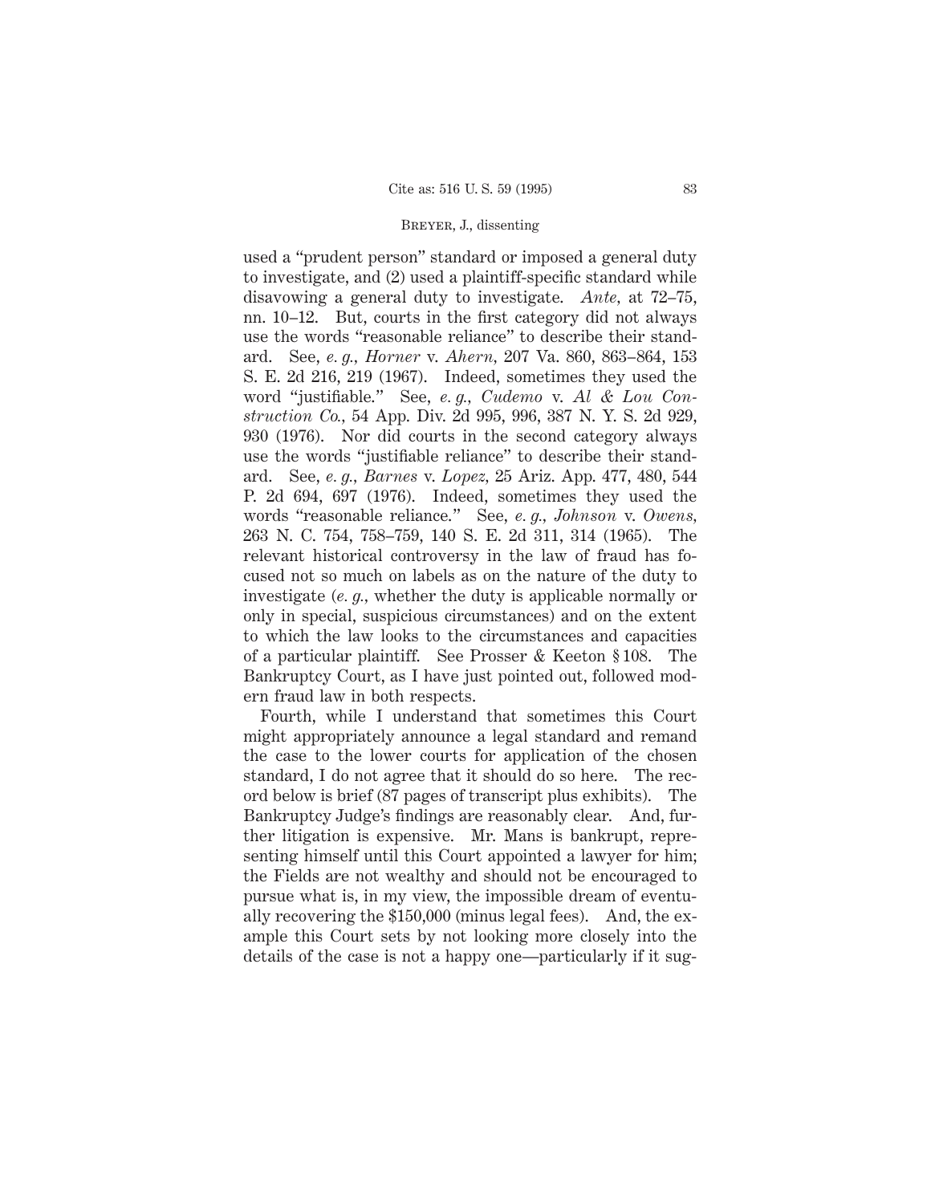used a "prudent person" standard or imposed a general duty to investigate, and (2) used a plaintiff-specific standard while disavowing a general duty to investigate. *Ante,* at 72–75, nn. 10–12. But, courts in the first category did not always use the words "reasonable reliance" to describe their standard. See, *e. g., Horner* v. *Ahern,* 207 Va. 860, 863–864, 153 S. E. 2d 216, 219 (1967). Indeed, sometimes they used the word "justifiable." See, *e. g., Cudemo* v. *Al & Lou Construction Co.,* 54 App. Div. 2d 995, 996, 387 N. Y. S. 2d 929, 930 (1976). Nor did courts in the second category always use the words "justifiable reliance" to describe their standard. See, *e. g., Barnes* v. *Lopez,* 25 Ariz. App. 477, 480, 544 P. 2d 694, 697 (1976). Indeed, sometimes they used the words "reasonable reliance." See, *e. g., Johnson* v. *Owens,* 263 N. C. 754, 758–759, 140 S. E. 2d 311, 314 (1965). The relevant historical controversy in the law of fraud has focused not so much on labels as on the nature of the duty to investigate (*e. g.,* whether the duty is applicable normally or only in special, suspicious circumstances) and on the extent to which the law looks to the circumstances and capacities of a particular plaintiff. See Prosser & Keeton § 108. The Bankruptcy Court, as I have just pointed out, followed modern fraud law in both respects.

Fourth, while I understand that sometimes this Court might appropriately announce a legal standard and remand the case to the lower courts for application of the chosen standard, I do not agree that it should do so here. The record below is brief (87 pages of transcript plus exhibits). The Bankruptcy Judge's findings are reasonably clear. And, further litigation is expensive. Mr. Mans is bankrupt, representing himself until this Court appointed a lawyer for him; the Fields are not wealthy and should not be encouraged to pursue what is, in my view, the impossible dream of eventually recovering the $150,000 (minus legal fees). And, the example this Court sets by not looking more closely into the details of the case is not a happy one—particularly if it sug-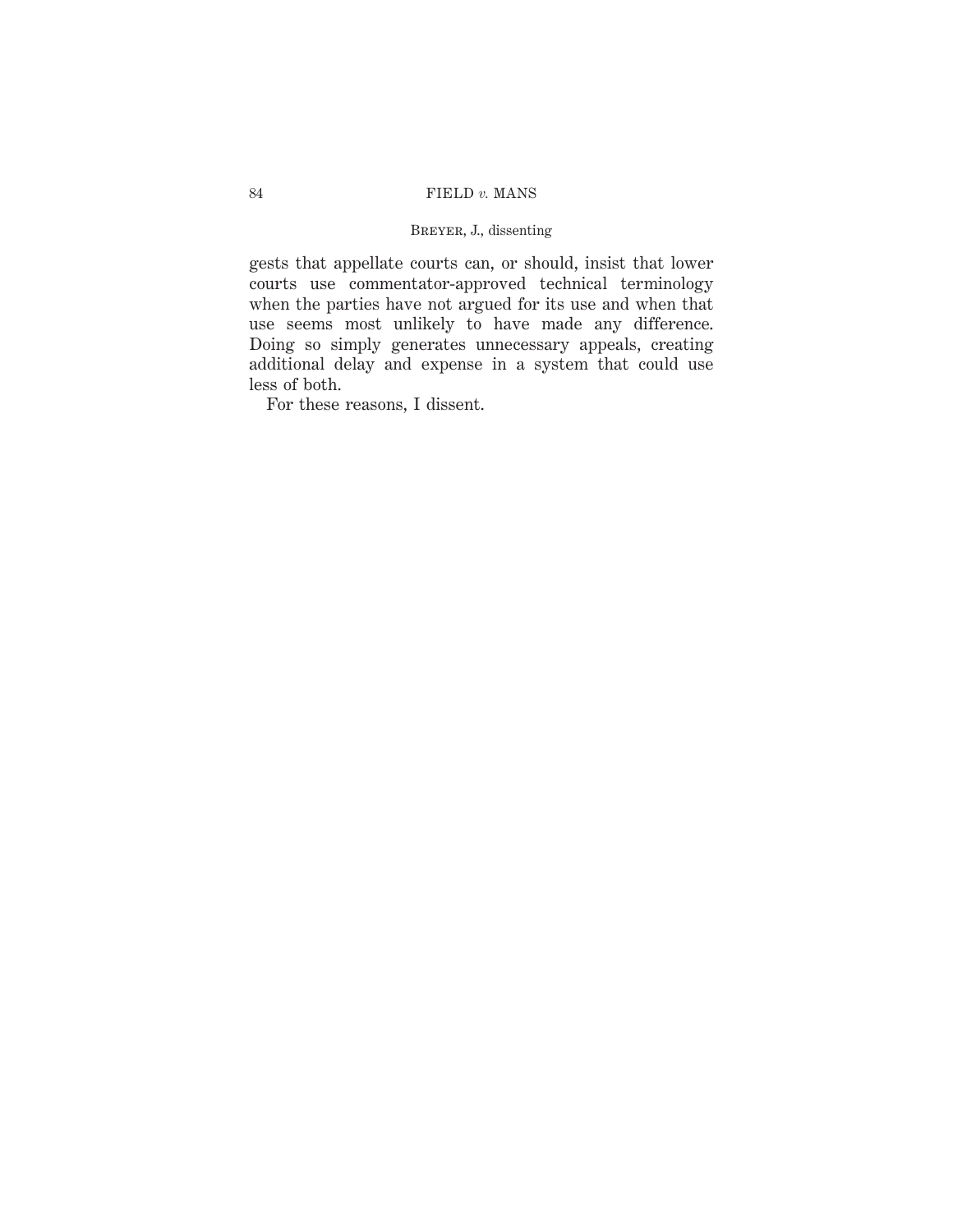gests that appellate courts can, or should, insist that lower courts use commentator-approved technical terminology when the parties have not argued for its use and when that use seems most unlikely to have made any difference. Doing so simply generates unnecessary appeals, creating additional delay and expense in a system that could use less of both.

For these reasons, I dissent.